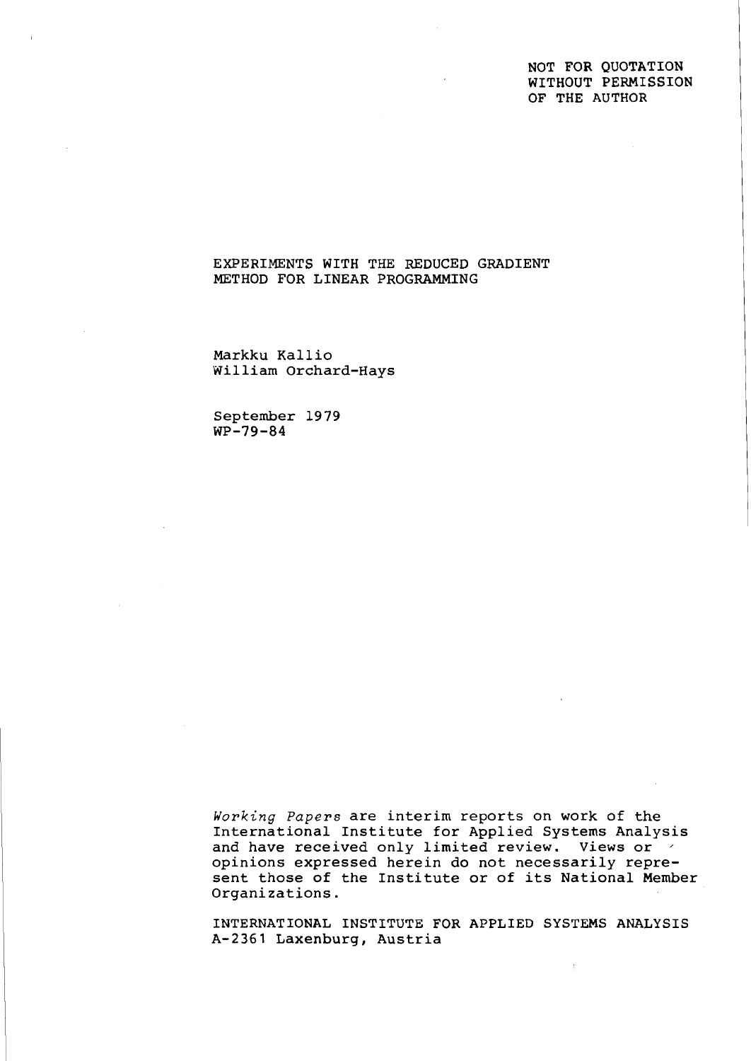NOT FOR QUOTATION
WITHOUT PERMISSION
OF THE AUTHOR

# EXPERIMENTS WITH THE REDUCED GRADIENT METHOD FOR LINEAR PROGRAMMING

Markku Kallio
William Orchard-Hays

September 1979
WP-79-84

*Working Papers* are interim reports on work of the International Institute for Applied Systems Analysis and have received only limited review. Views or opinions expressed herein do not necessarily represent those of the Institute or of its National Member Organizations.

INTERNATIONAL INSTITUTE FOR APPLIED SYSTEMS ANALYSIS
A-2361 Laxenburg, Austria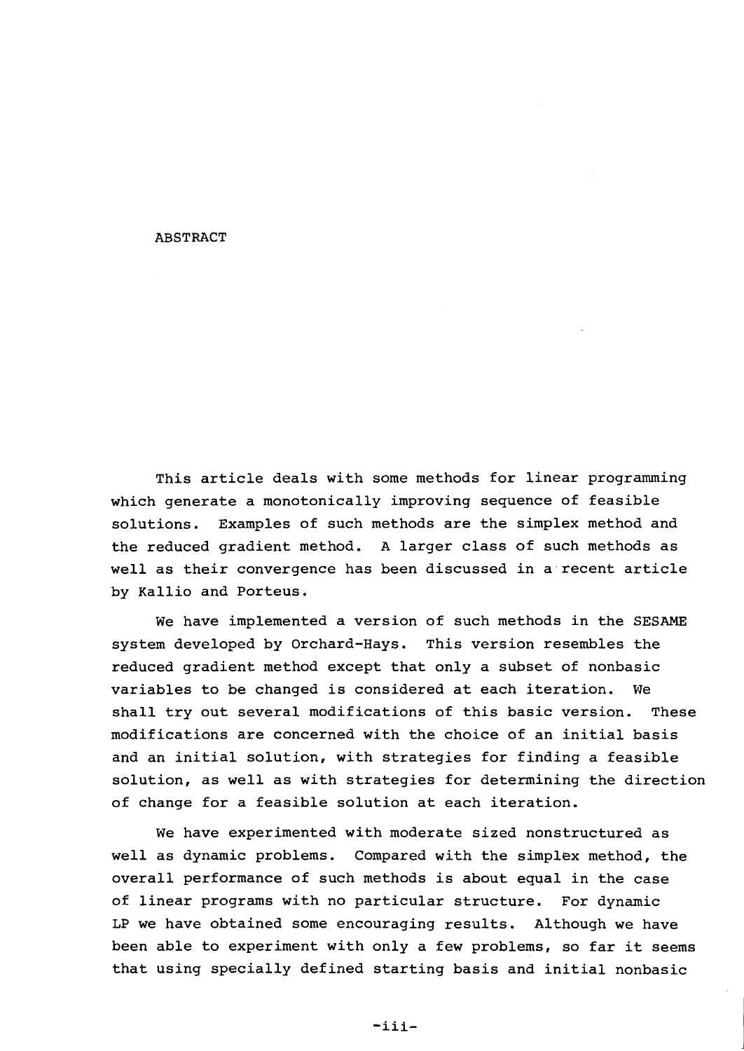# ABSTRACT

This article deals with some methods for linear programming which generate a monotonically improving sequence of feasible solutions. Examples of such methods are the simplex method and the reduced gradient method. A larger class of such methods as well as their convergence has been discussed in a recent article by Kallio and Porteus.

We have implemented a version of such methods in the SESAME system developed by Orchard-Hays. This version resembles the reduced gradient method except that only a subset of nonbasic variables to be changed is considered at each iteration. We shall try out several modifications of this basic version. These modifications are concerned with the choice of an initial basis and an initial solution, with strategies for finding a feasible solution, as well as with strategies for determining the direction of change for a feasible solution at each iteration.

We have experimented with moderate sized nonstructured as well as dynamic problems. Compared with the simplex method, the overall performance of such methods is about equal in the case of linear programs with no particular structure. For dynamic LP we have obtained some encouraging results. Although we have been able to experiment with only a few problems, so far it seems that using specially defined starting basis and initial nonbasic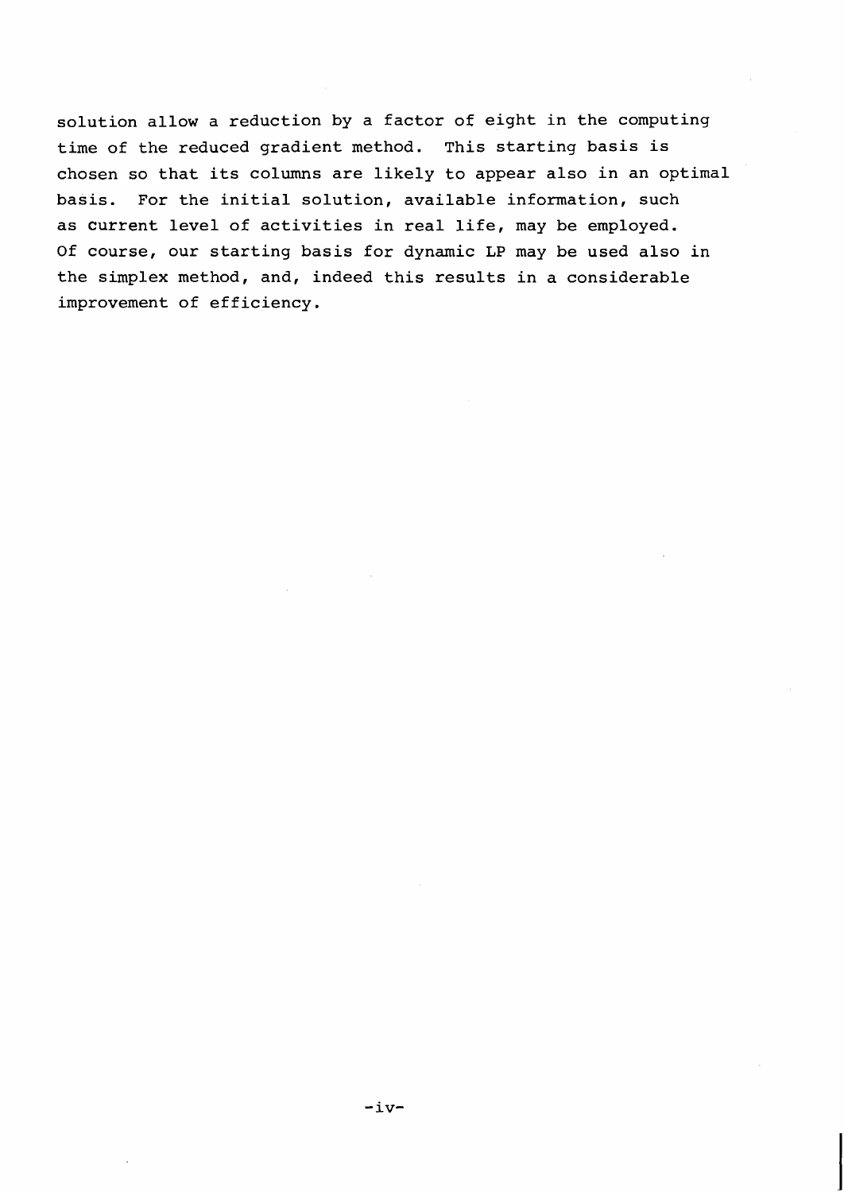solution allow a reduction by a factor of eight in the computing time of the reduced gradient method. This starting basis is chosen so that its columns are likely to appear also in an optimal basis. For the initial solution, available information, such as current level of activities in real life, may be employed. Of course, our starting basis for dynamic LP may be used also in the simplex method, and, indeed this results in a considerable improvement of efficiency.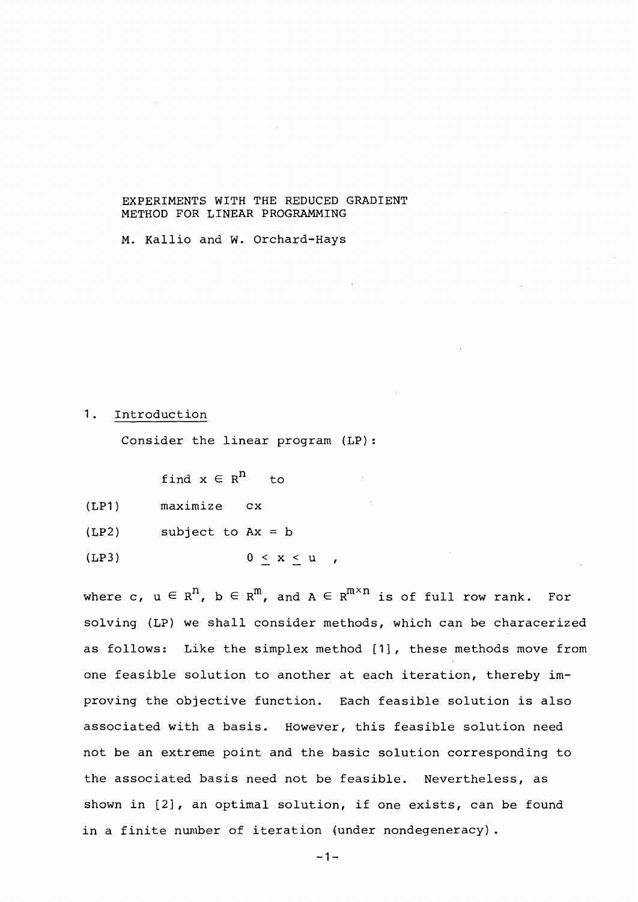EXPERIMENTS WITH THE REDUCED GRADIENT METHOD FOR LINEAR PROGRAMMING

M. Kallio and W. Orchard-Hays

## 1. Introduction

Consider the linear program (LP):

find $x \in R^n$ to

(LP1) maximize $cx$

(LP2) subject to $Ax = b$

(LP3) $0 \leq x \leq u$ ,

where $c,\ u \in R^n$, $b \in R^m$, and $A \in R^{m\times n}$ is of full row rank. For solving (LP) we shall consider methods, which can be characerized as follows: Like the simplex method [1], these methods move from one feasible solution to another at each iteration, thereby improving the objective function. Each feasible solution is also associated with a basis. However, this feasible solution need not be an extreme point and the basic solution corresponding to the associated basis need not be feasible. Nevertheless, as shown in [2], an optimal solution, if one exists, can be found in a finite number of iteration (under nondegeneracy).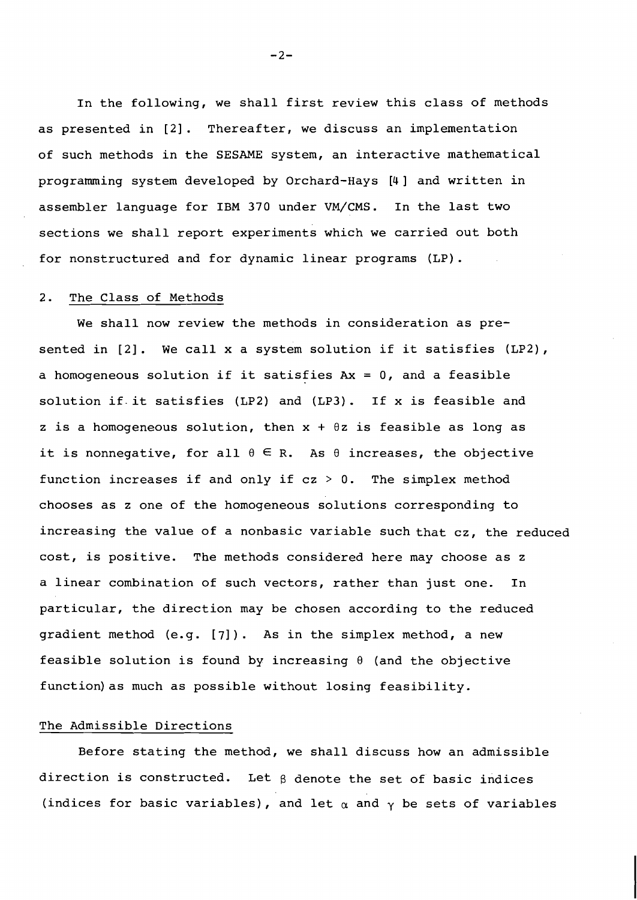In the following, we shall first review this class of methods as presented in [2]. Thereafter, we discuss an implementation of such methods in the SESAME system, an interactive mathematical programming system developed by Orchard-Hays [4] and written in assembler language for IBM 370 under VM/CMS. In the last two sections we shall report experiments which we carried out both for nonstructured and for dynamic linear programs (LP).

## 2. The Class of Methods

We shall now review the methods in consideration as presented in [2]. We call $x$ a system solution if it satisfies (LP2), a homogeneous solution if it satisfies $Ax = 0$, and a feasible solution if it satisfies (LP2) and (LP3). If $x$ is feasible and $z$ is a homogeneous solution, then $x + \theta z$ is feasible as long as it is nonnegative, for all $\theta \in R$. As $\theta$ increases, the objective function increases if and only if $cz > 0$. The simplex method chooses as $z$ one of the homogeneous solutions corresponding to increasing the value of a nonbasic variable such that $cz$, the reduced cost, is positive. The methods considered here may choose as $z$ a linear combination of such vectors, rather than just one. In particular, the direction may be chosen according to the reduced gradient method (e.g. [7]). As in the simplex method, a new feasible solution is found by increasing $\theta$ (and the objective function) as much as possible without losing feasibility.

### The Admissible Directions

Before stating the method, we shall discuss how an admissible direction is constructed. Let $\beta$ denote the set of basic indices (indices for basic variables), and let $\alpha$ and $\gamma$ be sets of variables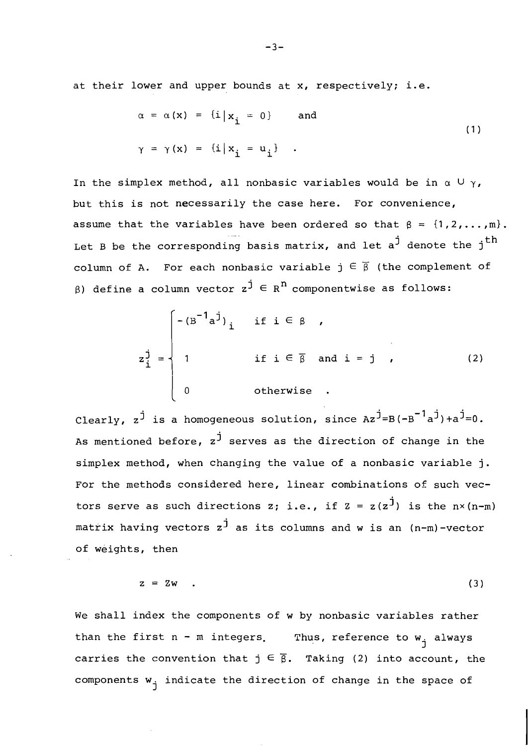at their lower and upper bounds at x, respectively; i.e.

$$\alpha = \alpha(x) = \{i \mid x_i = 0\} \qquad \text{and}$$
$$\gamma = \gamma(x) = \{i \mid x_i = u_i\} \quad . \tag{1}$$

In the simplex method, all nonbasic variables would be in $\alpha \cup \gamma$, but this is not necessarily the case here. For convenience, assume that the variables have been ordered so that $\beta = \{1,2,\ldots,m\}$. Let B be the corresponding basis matrix, and let $a^j$ denote the $j^{th}$ column of A. For each nonbasic variable $j \in \overline{\beta}$ (the complement of $\beta$) define a column vector $z^j \in R^n$ componentwise as follows:

$$z_i^j = \begin{cases} -(B^{-1}a^j)_i & \text{if } i \in \beta \;, \\ 1 & \text{if } i \in \overline{\beta} \text{ and } i = j \;, \\ 0 & \text{otherwise} \;. \end{cases} \tag{2}$$

Clearly, $z^j$ is a homogeneous solution, since $Az^j = B(-B^{-1}a^j) + a^j = 0$. As mentioned before, $z^j$ serves as the direction of change in the simplex method, when changing the value of a nonbasic variable j. For the methods considered here, linear combinations of such vectors serve as such directions z; i.e., if $Z = z(z^j)$ is the $n \times (n-m)$ matrix having vectors $z^j$ as its columns and w is an $(n-m)$-vector of weights, then

$$z = Zw \quad . \tag{3}$$

We shall index the components of w by nonbasic variables rather than the first $n - m$ integers. Thus, reference to $w_j$ always carries the convention that $j \in \overline{\beta}$. Taking (2) into account, the components $w_j$ indicate the direction of change in the space of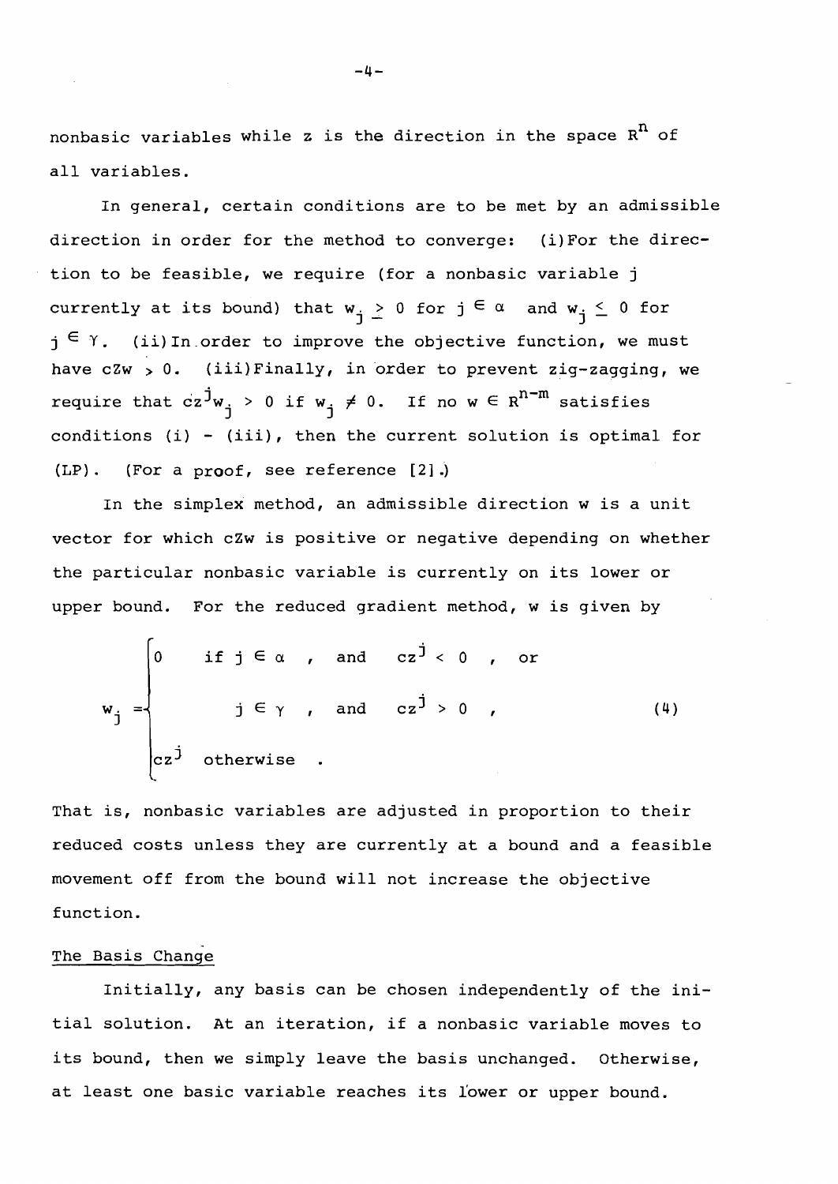nonbasic variables while $z$ is the direction in the space $R^n$ of all variables.

In general, certain conditions are to be met by an admissible direction in order for the method to converge: (i) For the direction to be feasible, we require (for a nonbasic variable $j$ currently at its bound) that $w_j \geq 0$ for $j \in \alpha$ and $w_j \leq 0$ for $j \in \gamma$. (ii) In order to improve the objective function, we must have $cZw > 0$. (iii) Finally, in order to prevent zig-zagging, we require that $cz^j w_j > 0$ if $w_j \neq 0$. If no $w \in R^{n-m}$ satisfies conditions (i) - (iii), then the current solution is optimal for (LP). (For a proof, see reference [2].)

In the simplex method, an admissible direction $w$ is a unit vector for which $cZw$ is positive or negative depending on whether the particular nonbasic variable is currently on its lower or upper bound. For the reduced gradient method, $w$ is given by

$$
w_j = \begin{cases} 0 & \text{if } j \in \alpha \text{ , and } \quad cz^j < 0 \text{ , or} \\ & \quad j \in \gamma \text{ , and } \quad cz^j > 0 \text{ ,} \\ cz^j & \text{otherwise .} \end{cases} \tag{4}
$$

That is, nonbasic variables are adjusted in proportion to their reduced costs unless they are currently at a bound and a feasible movement off from the bound will not increase the objective function.

## The Basis Change

Initially, any basis can be chosen independently of the initial solution. At an iteration, if a nonbasic variable moves to its bound, then we simply leave the basis unchanged. Otherwise, at least one basic variable reaches its lower or upper bound.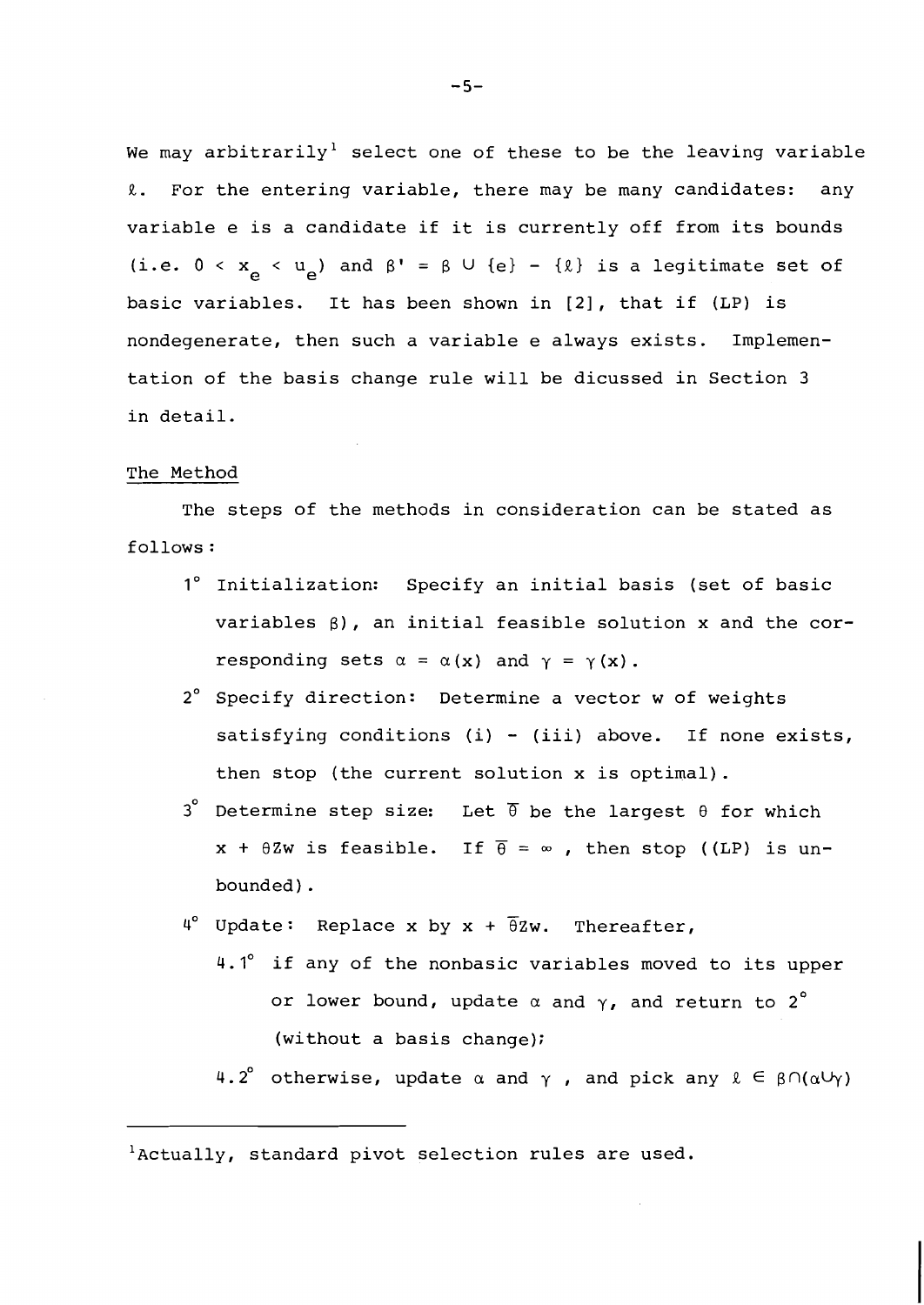We may arbitrarily[1] select one of these to be the leaving variable $\ell$. For the entering variable, there may be many candidates: any variable e is a candidate if it is currently off from its bounds (i.e. $0 < x_e < u_e$) and $\beta' = \beta \cup \{e\} - \{\ell\}$ is a legitimate set of basic variables. It has been shown in [2], that if (LP) is nondegenerate, then such a variable e always exists. Implementation of the basis change rule will be dicussed in Section 3 in detail.

## The Method

The steps of the methods in consideration can be stated as follows:

- 1° Initialization: Specify an initial basis (set of basic variables $\beta$), an initial feasible solution x and the corresponding sets $\alpha = \alpha(x)$ and $\gamma = \gamma(x)$.
- 2° Specify direction: Determine a vector w of weights satisfying conditions (i) - (iii) above. If none exists, then stop (the current solution x is optimal).
- 3° Determine step size: Let $\bar{\theta}$ be the largest $\theta$ for which $x + \theta Zw$ is feasible. If $\bar{\theta} = \infty$, then stop ((LP) is unbounded).
- 4° Update: Replace x by $x + \bar{\theta}Zw$. Thereafter,
  - 4.1° if any of the nonbasic variables moved to its upper or lower bound, update $\alpha$ and $\gamma$, and return to 2° (without a basis change);
  - 4.2° otherwise, update $\alpha$ and $\gamma$, and pick any $\ell \in \beta\cap(\alpha\cup\gamma)$

---

[1] Actually, standard pivot selection rules are used.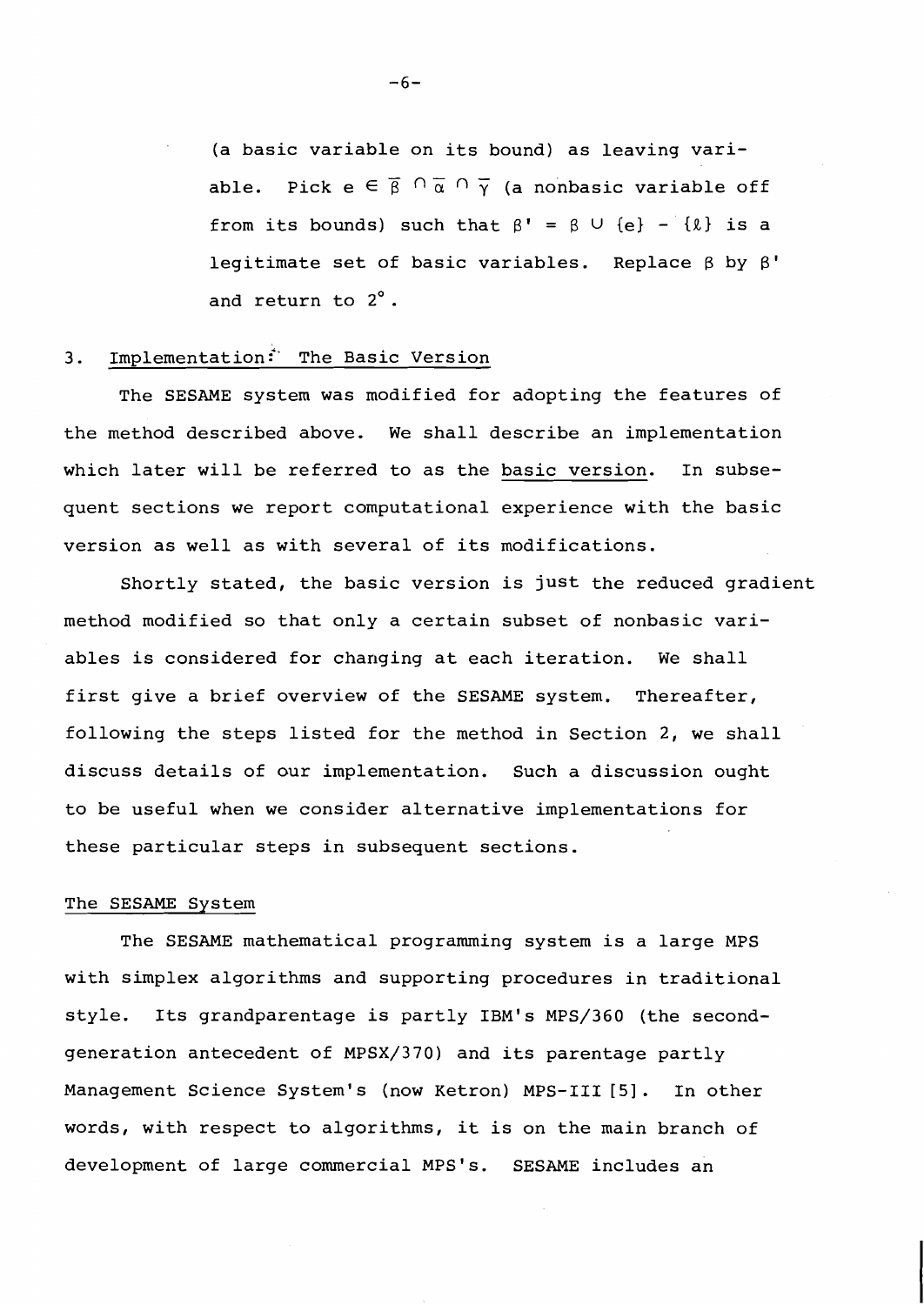(a basic variable on its bound) as leaving variable. Pick $e \in \overline{\beta} \cap \overline{\alpha} \cap \overline{\gamma}$ (a nonbasic variable off from its bounds) such that $\beta' = \beta \cup \{e\} - \{\ell\}$ is a legitimate set of basic variables. Replace $\beta$ by $\beta'$ and return to 2°.

## 3. Implementation: The Basic Version

The SESAME system was modified for adopting the features of the method described above. We shall describe an implementation which later will be referred to as the basic version. In subsequent sections we report computational experience with the basic version as well as with several of its modifications.

Shortly stated, the basic version is just the reduced gradient method modified so that only a certain subset of nonbasic variables is considered for changing at each iteration. We shall first give a brief overview of the SESAME system. Thereafter, following the steps listed for the method in Section 2, we shall discuss details of our implementation. Such a discussion ought to be useful when we consider alternative implementations for these particular steps in subsequent sections.

### The SESAME System

The SESAME mathematical programming system is a large MPS with simplex algorithms and supporting procedures in traditional style. Its grandparentage is partly IBM's MPS/360 (the second-generation antecedent of MPSX/370) and its parentage partly Management Science System's (now Ketron) MPS-III [5]. In other words, with respect to algorithms, it is on the main branch of development of large commercial MPS's. SESAME includes an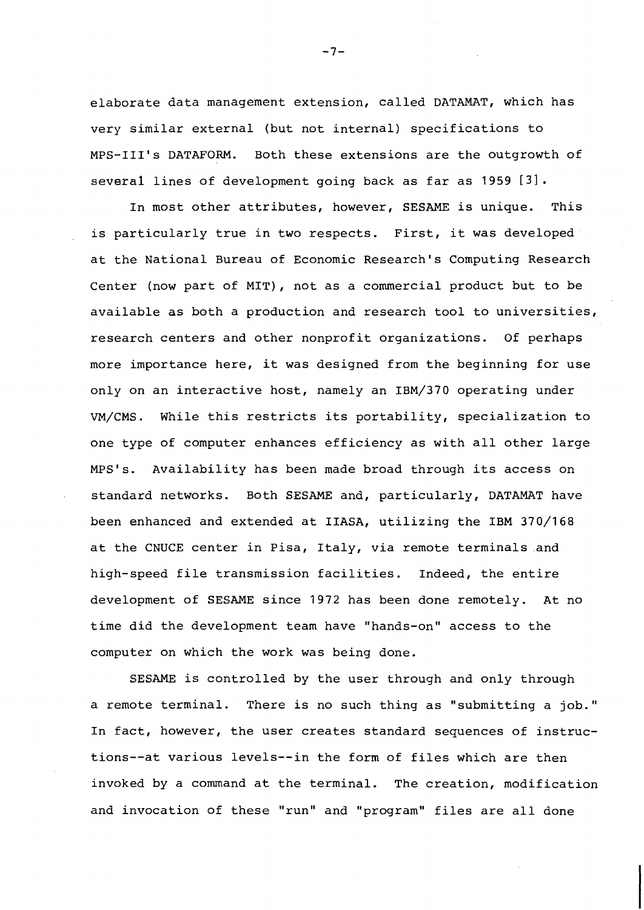elaborate data management extension, called DATAMAT, which has very similar external (but not internal) specifications to MPS-III's DATAFORM. Both these extensions are the outgrowth of several lines of development going back as far as 1959 [3].

In most other attributes, however, SESAME is unique. This is particularly true in two respects. First, it was developed at the National Bureau of Economic Research's Computing Research Center (now part of MIT), not as a commercial product but to be available as both a production and research tool to universities, research centers and other nonprofit organizations. Of perhaps more importance here, it was designed from the beginning for use only on an interactive host, namely an IBM/370 operating under VM/CMS. While this restricts its portability, specialization to one type of computer enhances efficiency as with all other large MPS's. Availability has been made broad through its access on standard networks. Both SESAME and, particularly, DATAMAT have been enhanced and extended at IIASA, utilizing the IBM 370/168 at the CNUCE center in Pisa, Italy, via remote terminals and high-speed file transmission facilities. Indeed, the entire development of SESAME since 1972 has been done remotely. At no time did the development team have "hands-on" access to the computer on which the work was being done.

SESAME is controlled by the user through and only through a remote terminal. There is no such thing as "submitting a job." In fact, however, the user creates standard sequences of instructions--at various levels--in the form of files which are then invoked by a command at the terminal. The creation, modification and invocation of these "run" and "program" files are all done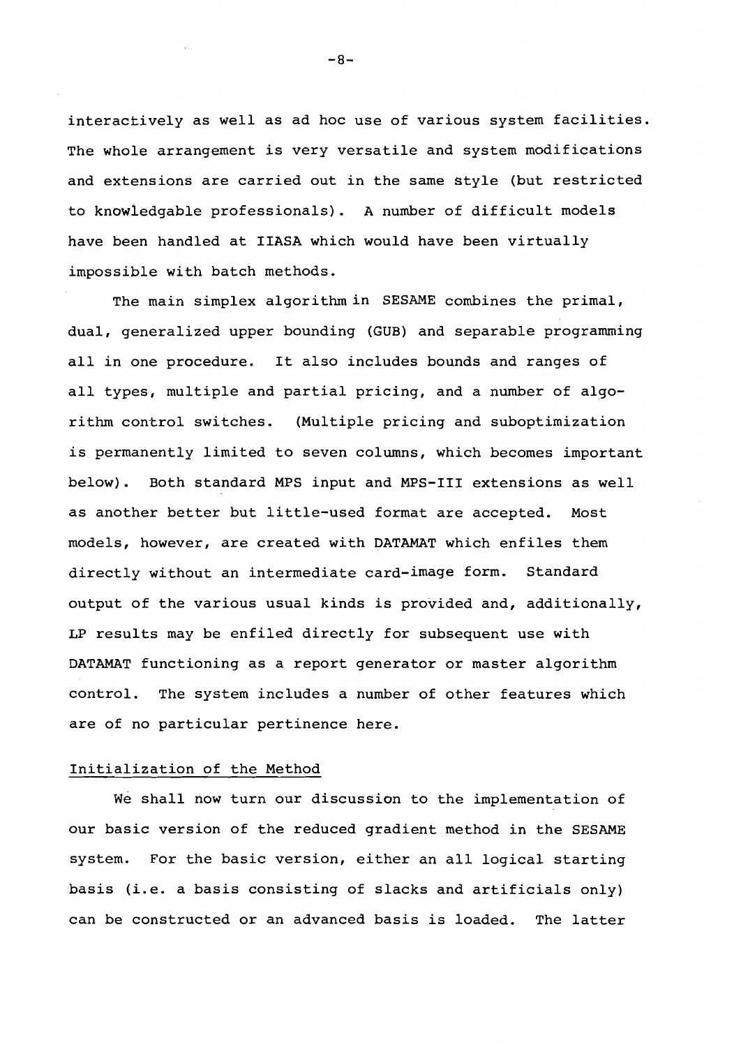interactively as well as ad hoc use of various system facilities. The whole arrangement is very versatile and system modifications and extensions are carried out in the same style (but restricted to knowledgable professionals). A number of difficult models have been handled at IIASA which would have been virtually impossible with batch methods.

The main simplex algorithm in SESAME combines the primal, dual, generalized upper bounding (GUB) and separable programming all in one procedure. It also includes bounds and ranges of all types, multiple and partial pricing, and a number of algorithm control switches. (Multiple pricing and suboptimization is permanently limited to seven columns, which becomes important below). Both standard MPS input and MPS-III extensions as well as another better but little-used format are accepted. Most models, however, are created with DATAMAT which enfiles them directly without an intermediate card-image form. Standard output of the various usual kinds is provided and, additionally, LP results may be enfiled directly for subsequent use with DATAMAT functioning as a report generator or master algorithm control. The system includes a number of other features which are of no particular pertinence here.

## Initialization of the Method

We shall now turn our discussion to the implementation of our basic version of the reduced gradient method in the SESAME system. For the basic version, either an all logical starting basis (i.e. a basis consisting of slacks and artificials only) can be constructed or an advanced basis is loaded. The latter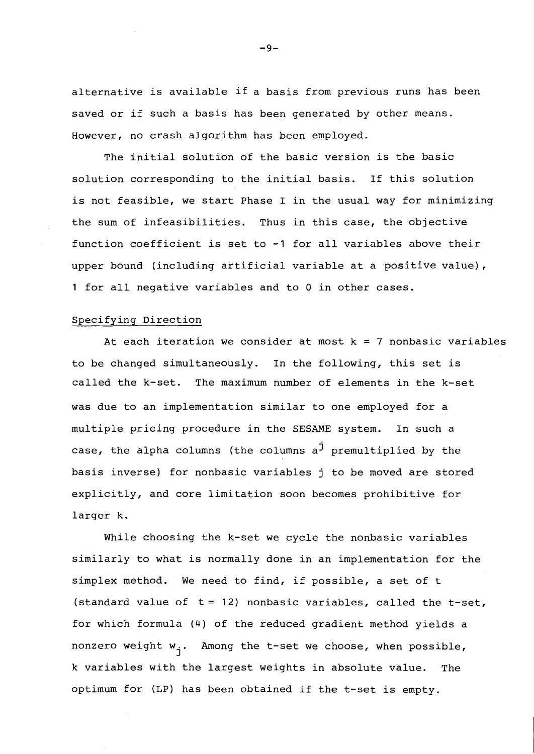alternative is available if a basis from previous runs has been saved or if such a basis has been generated by other means. However, no crash algorithm has been employed.

The initial solution of the basic version is the basic solution corresponding to the initial basis. If this solution is not feasible, we start Phase I in the usual way for minimizing the sum of infeasibilities. Thus in this case, the objective function coefficient is set to -1 for all variables above their upper bound (including artificial variable at a positive value), 1 for all negative variables and to 0 in other cases.

Specifying Direction

At each iteration we consider at most $k = 7$ nonbasic variables to be changed simultaneously. In the following, this set is called the k-set. The maximum number of elements in the k-set was due to an implementation similar to one employed for a multiple pricing procedure in the SESAME system. In such a case, the alpha columns (the columns $a^j$ premultiplied by the basis inverse) for nonbasic variables j to be moved are stored explicitly, and core limitation soon becomes prohibitive for larger k.

While choosing the k-set we cycle the nonbasic variables similarly to what is normally done in an implementation for the simplex method. We need to find, if possible, a set of t (standard value of $t = 12$) nonbasic variables, called the t-set, for which formula (4) of the reduced gradient method yields a nonzero weight $w_j$. Among the t-set we choose, when possible, k variables with the largest weights in absolute value. The optimum for (LP) has been obtained if the t-set is empty.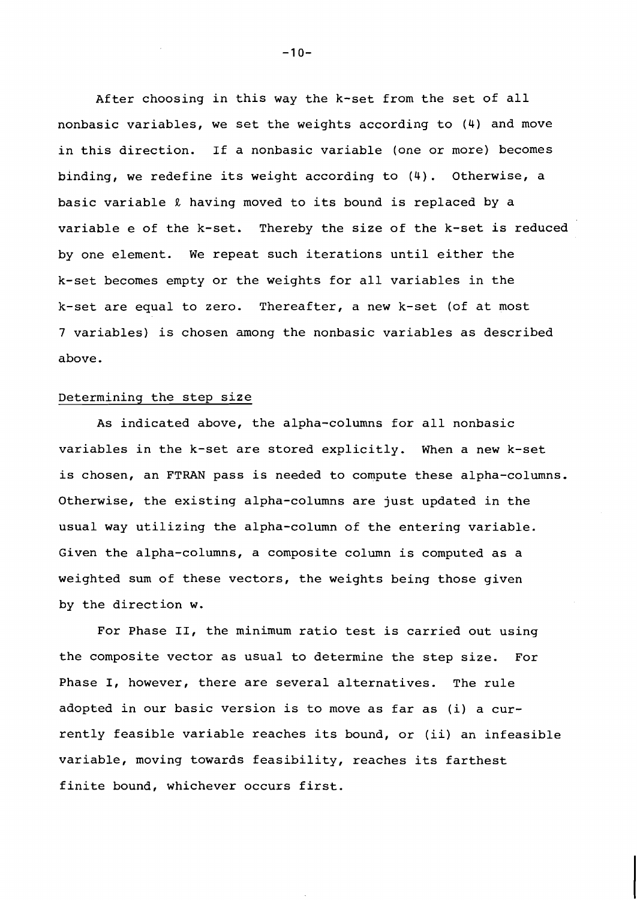After choosing in this way the k-set from the set of all nonbasic variables, we set the weights according to (4) and move in this direction. If a nonbasic variable (one or more) becomes binding, we redefine its weight according to (4). Otherwise, a basic variable $\ell$ having moved to its bound is replaced by a variable e of the k-set. Thereby the size of the k-set is reduced by one element. We repeat such iterations until either the k-set becomes empty or the weights for all variables in the k-set are equal to zero. Thereafter, a new k-set (of at most 7 variables) is chosen among the nonbasic variables as described above.

## Determining the step size

As indicated above, the alpha-columns for all nonbasic variables in the k-set are stored explicitly. When a new k-set is chosen, an FTRAN pass is needed to compute these alpha-columns. Otherwise, the existing alpha-columns are just updated in the usual way utilizing the alpha-column of the entering variable. Given the alpha-columns, a composite column is computed as a weighted sum of these vectors, the weights being those given by the direction w.

For Phase II, the minimum ratio test is carried out using the composite vector as usual to determine the step size. For Phase I, however, there are several alternatives. The rule adopted in our basic version is to move as far as (i) a currently feasible variable reaches its bound, or (ii) an infeasible variable, moving towards feasibility, reaches its farthest finite bound, whichever occurs first.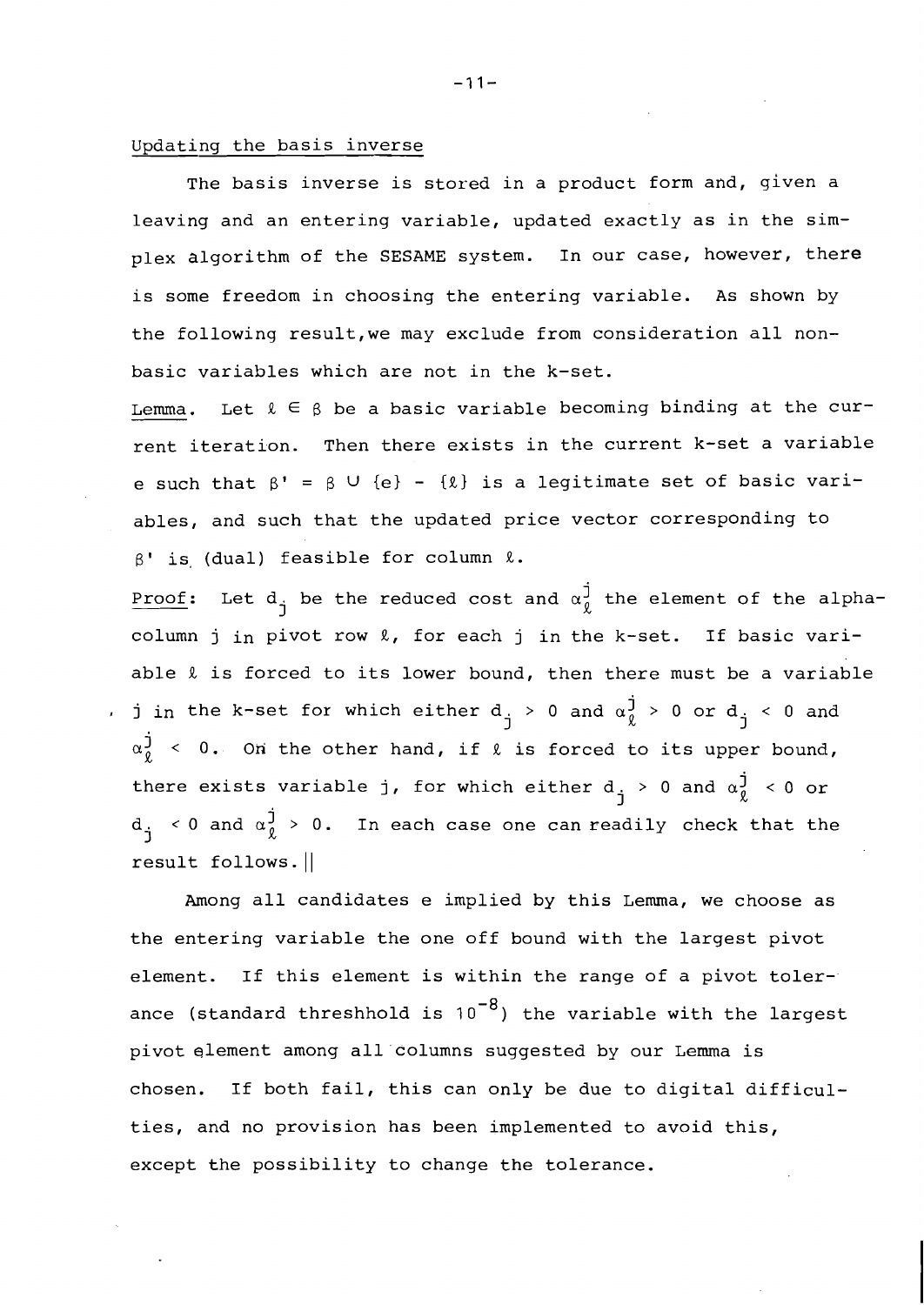Updating the basis inverse

The basis inverse is stored in a product form and, given a leaving and an entering variable, updated exactly as in the simplex algorithm of the SESAME system. In our case, however, there is some freedom in choosing the entering variable. As shown by the following result,we may exclude from consideration all nonbasic variables which are not in the k-set.

Lemma. Let $\ell \in \beta$ be a basic variable becoming binding at the current iteration. Then there exists in the current k-set a variable e such that $\beta' = \beta \cup \{e\} - \{\ell\}$ is a legitimate set of basic variables, and such that the updated price vector corresponding to $\beta'$ is (dual) feasible for column $\ell$.

Proof: Let $d_j$ be the reduced cost and $\alpha_\ell^j$ the element of the alpha-column j in pivot row $\ell$, for each j in the k-set. If basic variable $\ell$ is forced to its lower bound, then there must be a variable j in the k-set for which either $d_j > 0$ and $\alpha_\ell^j > 0$ or $d_j < 0$ and $\alpha_\ell^j < 0$. On the other hand, if $\ell$ is forced to its upper bound, there exists variable j, for which either $d_j > 0$ and $\alpha_\ell^j < 0$ or $d_j < 0$ and $\alpha_\ell^j > 0$. In each case one can readily check that the result follows. ||

Among all candidates e implied by this Lemma, we choose as the entering variable the one off bound with the largest pivot element. If this element is within the range of a pivot tolerance (standard threshhold is $10^{-8}$) the variable with the largest pivot element among all columns suggested by our Lemma is chosen. If both fail, this can only be due to digital difficulties, and no provision has been implemented to avoid this, except the possibility to change the tolerance.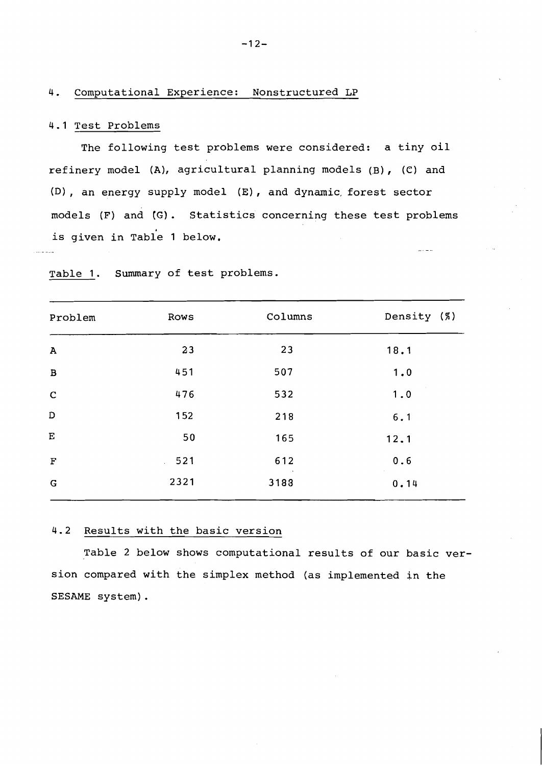## 4. Computational Experience: Nonstructured LP

### 4.1 Test Problems

The following test problems were considered: a tiny oil refinery model (A), agricultural planning models (B), (C) and (D), an energy supply model (E), and dynamic forest sector models (F) and (G). Statistics concerning these test problems is given in Table 1 below.

Table 1. Summary of test problems.

| Problem | Rows | Columns | Density (%) |
|---|---|---|---|
| A | 23 | 23 | 18.1 |
| B | 451 | 507 | 1.0 |
| C | 476 | 532 | 1.0 |
| D | 152 | 218 | 6.1 |
| E | 50 | 165 | 12.1 |
| F | 521 | 612 | 0.6 |
| G | 2321 | 3188 | 0.14 |

### 4.2 Results with the basic version

Table 2 below shows computational results of our basic version compared with the simplex method (as implemented in the SESAME system).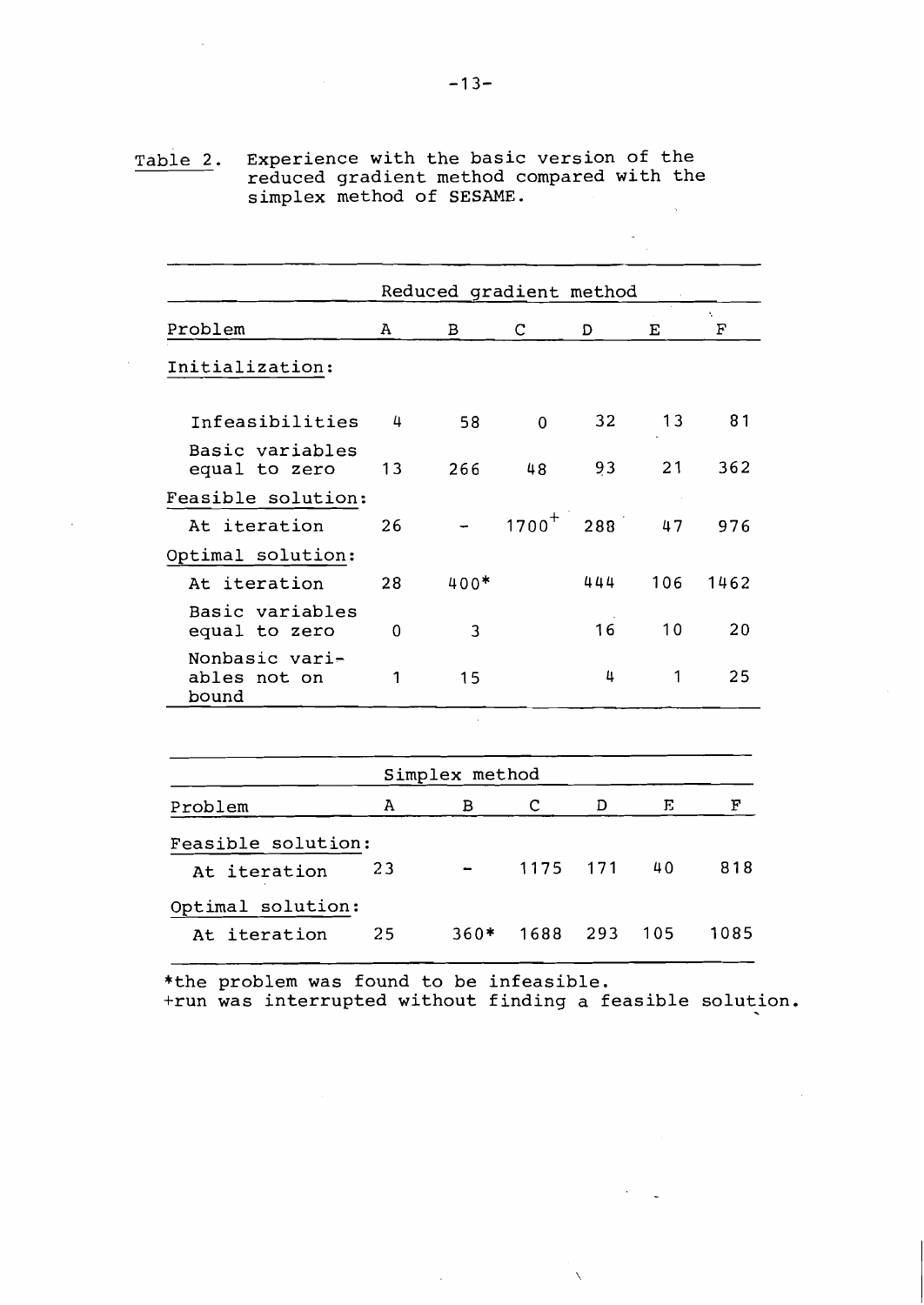Table 2. Experience with the basic version of the reduced gradient method compared with the simplex method of SESAME.

| Reduced gradient method | | | | | | |
|---|---|---|---|---|---|---|
| Problem | A | B | C | D | E | F |
| Initialization: | | | | | | |
| Infeasibilities | 4 | 58 | 0 | 32 | 13 | 81 |
| Basic variables equal to zero | 13 | 266 | 48 | 93 | 21 | 362 |
| Feasible solution: | | | | | | |
| At iteration | 26 | - | 1700+ | 288 | 47 | 976 |
| Optimal solution: | | | | | | |
| At iteration | 28 | 400* | | 444 | 106 | 1462 |
| Basic variables equal to zero | 0 | 3 | | 16 | 10 | 20 |
| Nonbasic variables not on bound | 1 | 15 | | 4 | 1 | 25 |

| Simplex method | | | | | | |
|---|---|---|---|---|---|---|
| Problem | A | B | C | D | E | F |
| Feasible solution: | | | | | | |
| At iteration | 23 | - | 1175 | 171 | 40 | 818 |
| Optimal solution: | | | | | | |
| At iteration | 25 | 360* | 1688 | 293 | 105 | 1085 |

*the problem was found to be infeasible.
+run was interrupted without finding a feasible solution.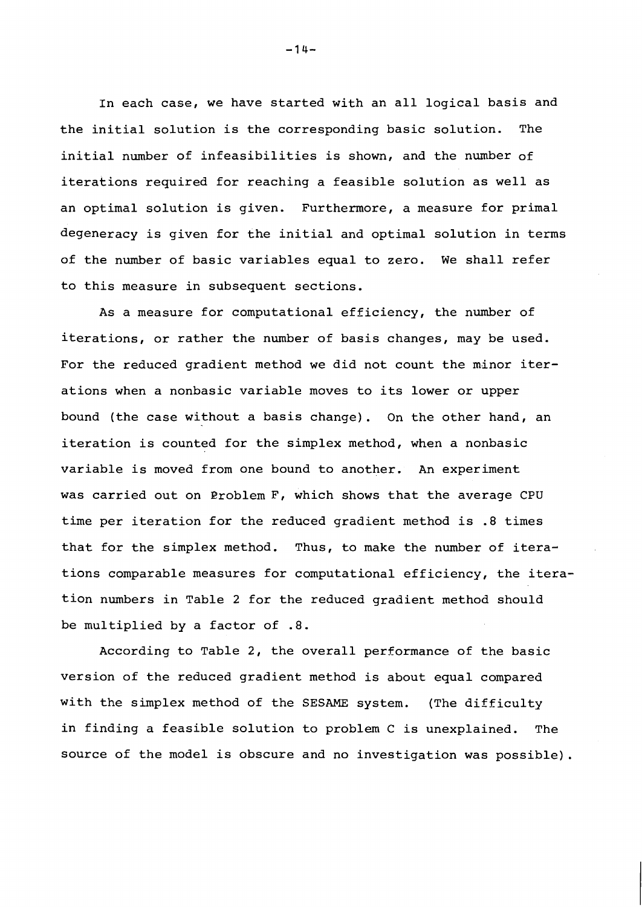In each case, we have started with an all logical basis and the initial solution is the corresponding basic solution. The initial number of infeasibilities is shown, and the number of iterations required for reaching a feasible solution as well as an optimal solution is given. Furthermore, a measure for primal degeneracy is given for the initial and optimal solution in terms of the number of basic variables equal to zero. We shall refer to this measure in subsequent sections.

As a measure for computational efficiency, the number of iterations, or rather the number of basis changes, may be used. For the reduced gradient method we did not count the minor iterations when a nonbasic variable moves to its lower or upper bound (the case without a basis change). On the other hand, an iteration is counted for the simplex method, when a nonbasic variable is moved from one bound to another. An experiment was carried out on Problem F, which shows that the average CPU time per iteration for the reduced gradient method is .8 times that for the simplex method. Thus, to make the number of iterations comparable measures for computational efficiency, the iteration numbers in Table 2 for the reduced gradient method should be multiplied by a factor of .8.

According to Table 2, the overall performance of the basic version of the reduced gradient method is about equal compared with the simplex method of the SESAME system. (The difficulty in finding a feasible solution to problem C is unexplained. The source of the model is obscure and no investigation was possible).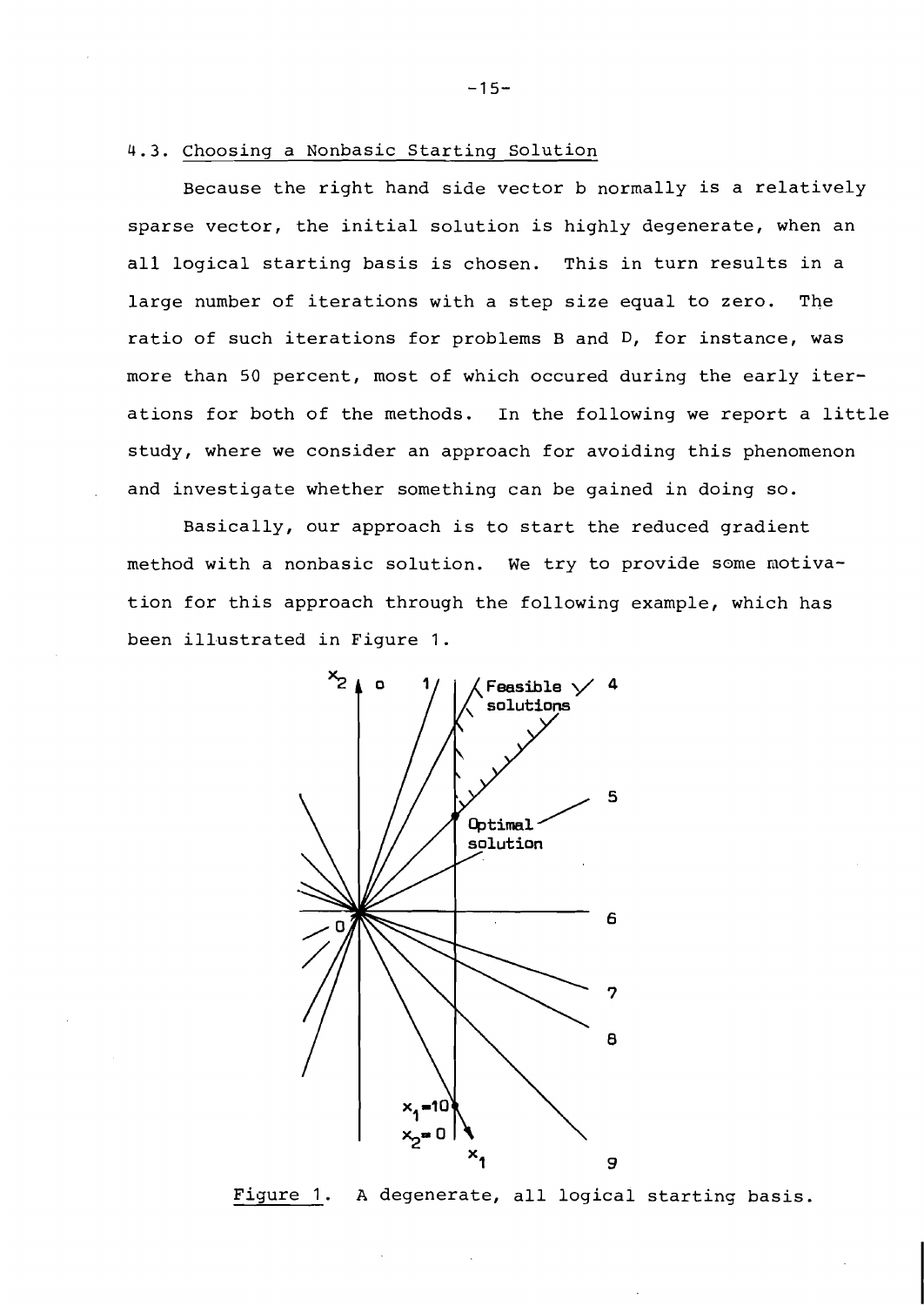### 4.3. Choosing a Nonbasic Starting Solution

Because the right hand side vector b normally is a relatively sparse vector, the initial solution is highly degenerate, when an all logical starting basis is chosen. This in turn results in a large number of iterations with a step size equal to zero. The ratio of such iterations for problems B and D, for instance, was more than 50 percent, most of which occured during the early iterations for both of the methods. In the following we report a little study, where we consider an approach for avoiding this phenomenon and investigate whether something can be gained in doing so.

Basically, our approach is to start the reduced gradient method with a nonbasic solution. We try to provide some motivation for this approach through the following example, which has been illustrated in Figure 1.

Figure 1. A degenerate, all logical starting basis.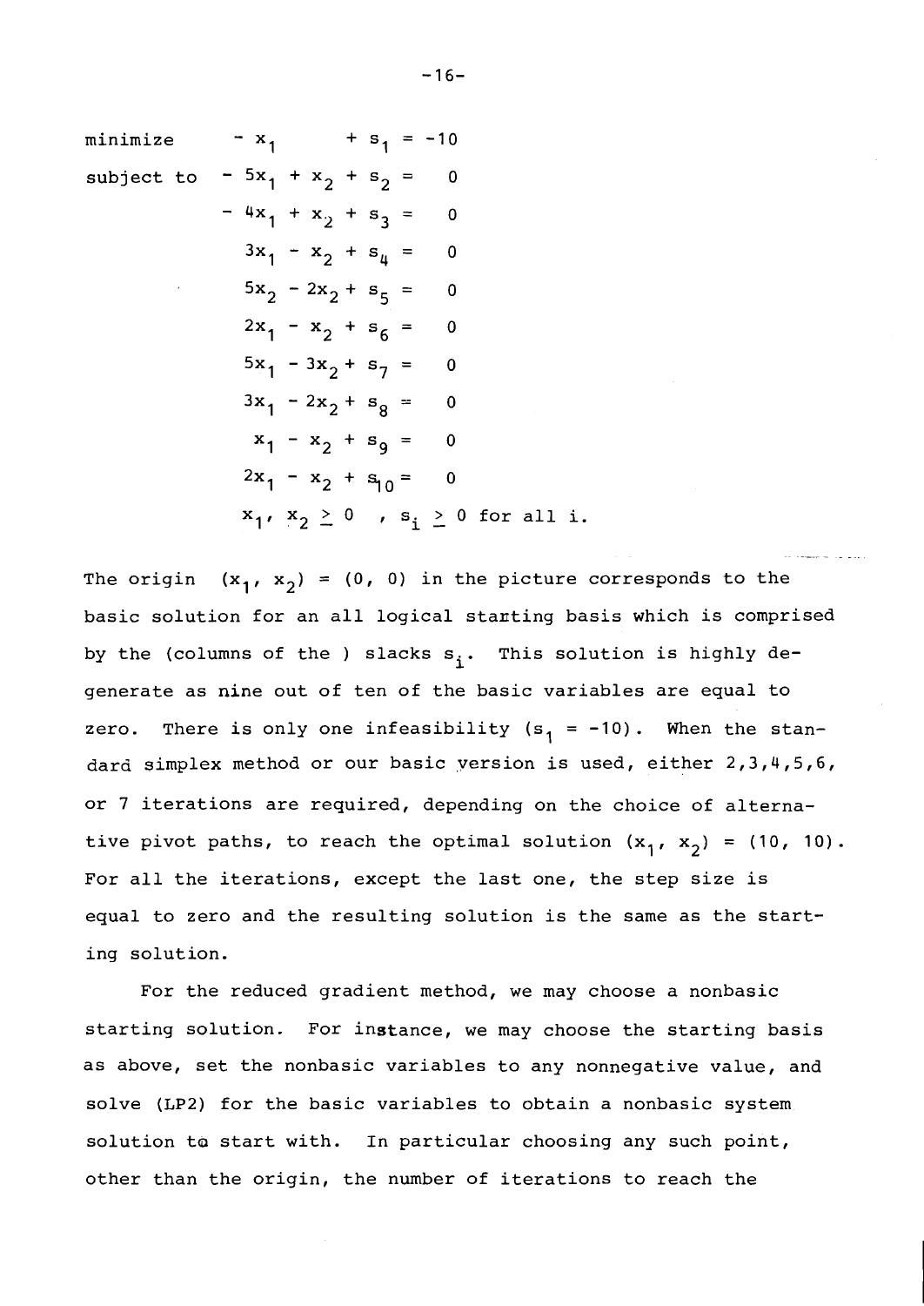$$
\begin{aligned}
\text{minimize} \quad & -x_1 \qquad + s_1 = -10 \\
\text{subject to} \quad & -5x_1 + x_2 + s_2 = 0 \\
& -4x_1 + x_2 + s_3 = 0 \\
& 3x_1 - x_2 + s_4 = 0 \\
& 5x_2 - 2x_2 + s_5 = 0 \\
& 2x_1 - x_2 + s_6 = 0 \\
& 5x_1 - 3x_2 + s_7 = 0 \\
& 3x_1 - 2x_2 + s_8 = 0 \\
& x_1 - x_2 + s_9 = 0 \\
& 2x_1 - x_2 + s_{10} = 0 \\
& x_1,\ x_2 \geq 0 \quad,\ s_i \geq 0 \text{ for all } i.
\end{aligned}
$$

The origin $(x_1, x_2) = (0, 0)$ in the picture corresponds to the basic solution for an all logical starting basis which is comprised by the (columns of the ) slacks $s_i$. This solution is highly degenerate as nine out of ten of the basic variables are equal to zero. There is only one infeasibility ($s_1 = -10$). When the standard simplex method or our basic version is used, either 2,3,4,5,6, or 7 iterations are required, depending on the choice of alternative pivot paths, to reach the optimal solution $(x_1, x_2) = (10, 10)$. For all the iterations, except the last one, the step size is equal to zero and the resulting solution is the same as the starting solution.

For the reduced gradient method, we may choose a nonbasic starting solution. For instance, we may choose the starting basis as above, set the nonbasic variables to any nonnegative value, and solve (LP2) for the basic variables to obtain a nonbasic system solution to start with. In particular choosing any such point, other than the origin, the number of iterations to reach the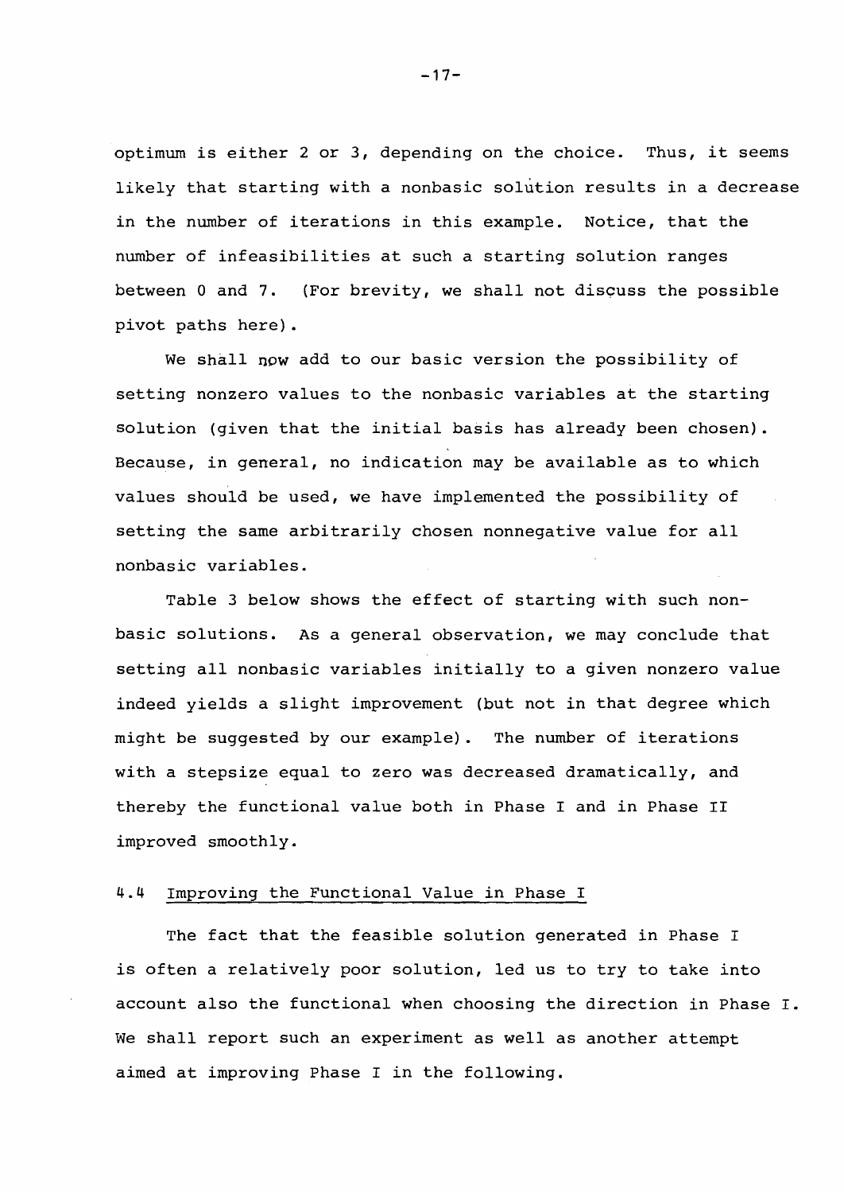optimum is either 2 or 3, depending on the choice. Thus, it seems likely that starting with a nonbasic solution results in a decrease in the number of iterations in this example. Notice, that the number of infeasibilities at such a starting solution ranges between 0 and 7. (For brevity, we shall not discuss the possible pivot paths here).

We shall now add to our basic version the possibility of setting nonzero values to the nonbasic variables at the starting solution (given that the initial basis has already been chosen). Because, in general, no indication may be available as to which values should be used, we have implemented the possibility of setting the same arbitrarily chosen nonnegative value for all nonbasic variables.

Table 3 below shows the effect of starting with such nonbasic solutions. As a general observation, we may conclude that setting all nonbasic variables initially to a given nonzero value indeed yields a slight improvement (but not in that degree which might be suggested by our example). The number of iterations with a stepsize equal to zero was decreased dramatically, and thereby the functional value both in Phase I and in Phase II improved smoothly.

## 4.4 Improving the Functional Value in Phase I

The fact that the feasible solution generated in Phase I is often a relatively poor solution, led us to try to take into account also the functional when choosing the direction in Phase I. We shall report such an experiment as well as another attempt aimed at improving Phase I in the following.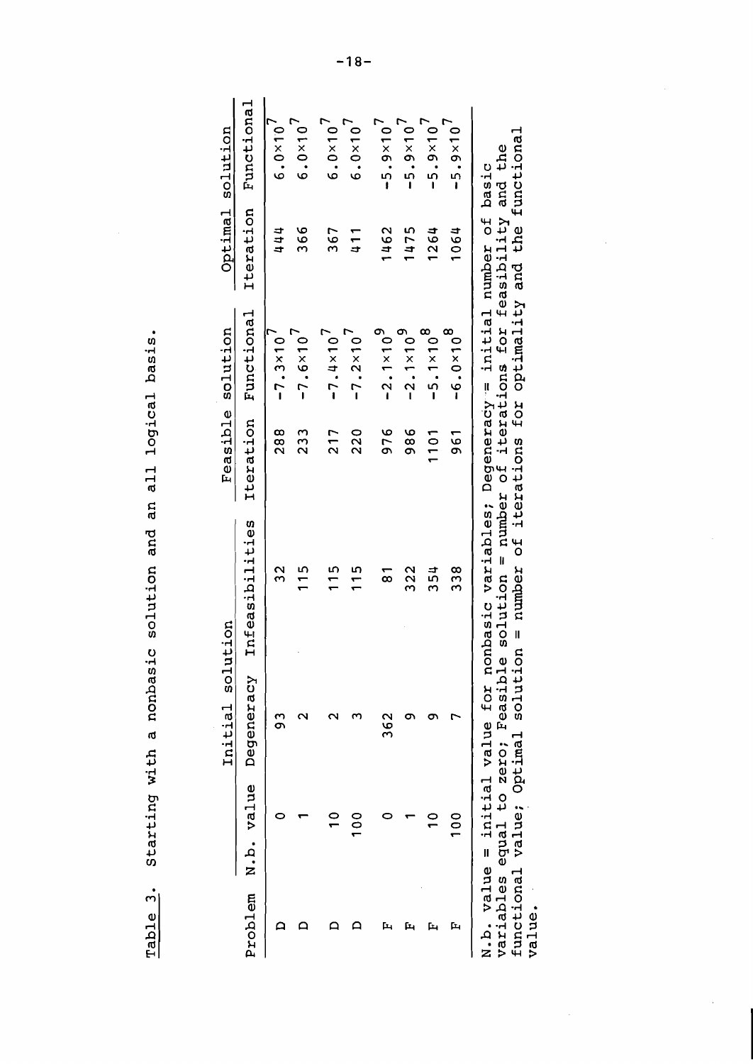Table 3. Starting with a nonbasic solution and an all logical basis.

| Problem | Initial solution | | | Feasible solution | | Optimal solution | |
|---|---|---|---|---|---|---|---|
| | N.b. value | Degeneracy | Infeasibilities | Iteration | Functional | Iteration | Functional |
| D | 0 | 93 | 32 | 288 | $-7.3\times10^7$ | 444 | $6.0\times10^7$ |
| D | 1 | 2 | 115 | 233 | $-7.6\times10^7$ | 366 | $6.0\times10^7$ |
| D | 10 | 2 | 115 | 217 | $-7.4\times10^7$ | 367 | $6.0\times10^7$ |
| D | 100 | 3 | 115 | 220 | $-7.2\times10^7$ | 411 | $6.0\times10^7$ |
| F | 0 | 362 | 81 | 976 | $-2.1\times10^9$ | 1462 | $-5.9\times10^7$ |
| F | 1 | 9 | 322 | 986 | $-2.1\times10^9$ | 1475 | $-5.9\times10^7$ |
| F | 10 | 9 | 354 | 1101 | $-5.1\times10^8$ | 1264 | $-5.9\times10^7$ |
| F | 100 | 7 | 338 | 961 | $-6.0\times10^8$ | 1064 | $-5.9\times10^7$ |

N.b. value = initial value for nonbasic variables; Degeneracy = initial number of basic variables equal to zero; Feasible solution = number of iterations for feasibility and the functional value; Optimal solution = number of iterations for optimality and the functional value.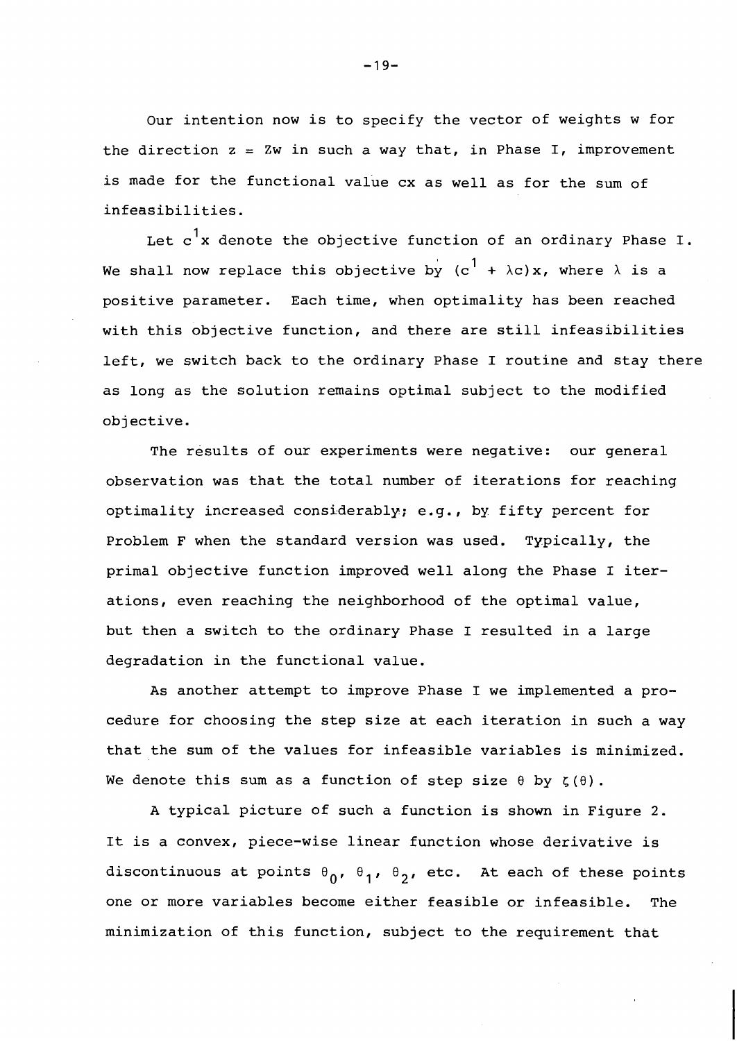Our intention now is to specify the vector of weights $w$ for the direction $z = Zw$ in such a way that, in Phase I, improvement is made for the functional value $cx$ as well as for the sum of infeasibilities.

Let $c^1x$ denote the objective function of an ordinary Phase I. We shall now replace this objective by $(c^1 + \lambda c)x$, where $\lambda$ is a positive parameter. Each time, when optimality has been reached with this objective function, and there are still infeasibilities left, we switch back to the ordinary Phase I routine and stay there as long as the solution remains optimal subject to the modified objective.

The results of our experiments were negative: our general observation was that the total number of iterations for reaching optimality increased considerably; e.g., by fifty percent for Problem F when the standard version was used. Typically, the primal objective function improved well along the Phase I iterations, even reaching the neighborhood of the optimal value, but then a switch to the ordinary Phase I resulted in a large degradation in the functional value.

As another attempt to improve Phase I we implemented a procedure for choosing the step size at each iteration in such a way that the sum of the values for infeasible variables is minimized. We denote this sum as a function of step size $\theta$ by $\zeta(\theta)$.

A typical picture of such a function is shown in Figure 2. It is a convex, piece-wise linear function whose derivative is discontinuous at points $\theta_0$, $\theta_1$, $\theta_2$, etc. At each of these points one or more variables become either feasible or infeasible. The minimization of this function, subject to the requirement that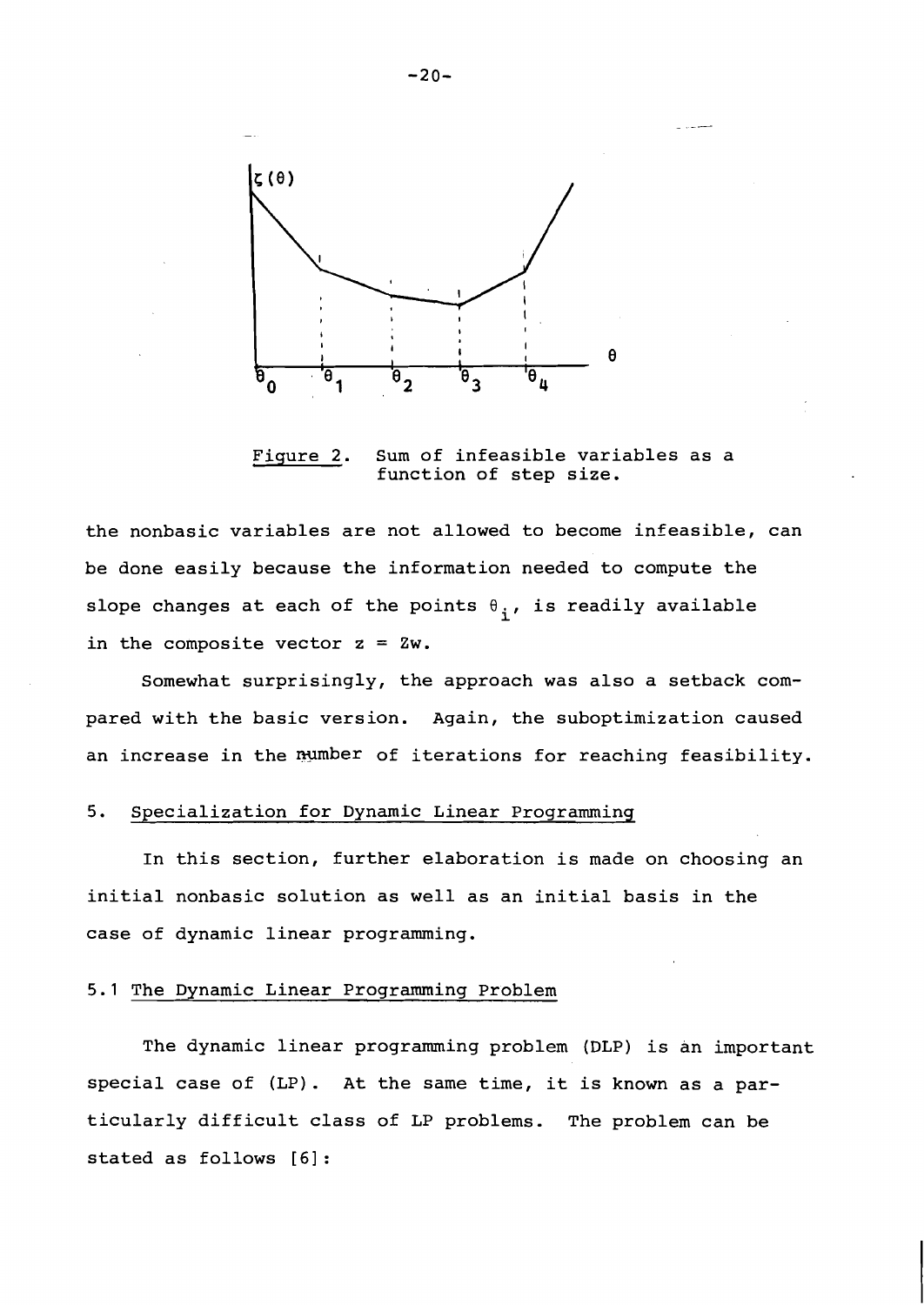Figure 2. Sum of infeasible variables as a function of step size.

the nonbasic variables are not allowed to become infeasible, can be done easily because the information needed to compute the slope changes at each of the points $\theta_i$, is readily available in the composite vector $z = Zw$.

Somewhat surprisingly, the approach was also a setback compared with the basic version. Again, the suboptimization caused an increase in the number of iterations for reaching feasibility.

## 5. Specialization for Dynamic Linear Programming

In this section, further elaboration is made on choosing an initial nonbasic solution as well as an initial basis in the case of dynamic linear programming.

### 5.1 The Dynamic Linear Programming Problem

The dynamic linear programming problem (DLP) is an important special case of (LP). At the same time, it is known as a particularly difficult class of LP problems. The problem can be stated as follows [6]: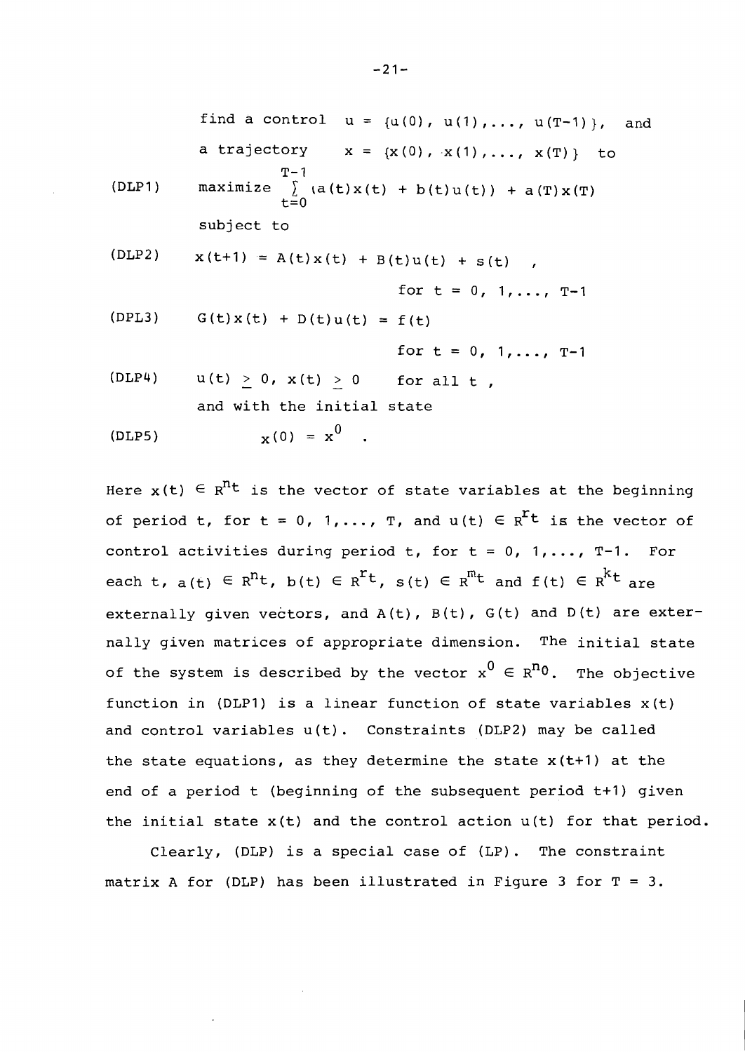find a control $u = \{u(0), u(1), \ldots, u(T-1)\}$, and a trajectory $x = \{x(0), x(1), \ldots, x(T)\}$ to

$$\text{(DLP1)} \qquad \text{maximize} \sum_{t=0}^{T-1} (a(t)x(t) + b(t)u(t)) + a(T)x(T)$$

subject to

$$\text{(DLP2)} \qquad x(t+1) = A(t)x(t) + B(t)u(t) + s(t) \quad , \quad \text{for } t = 0, 1, \ldots, T-1$$

$$\text{(DPL3)} \qquad G(t)x(t) + D(t)u(t) = f(t) \quad \text{for } t = 0, 1, \ldots, T-1$$

$$\text{(DLP4)} \qquad u(t) \geq 0, \; x(t) \geq 0 \quad \text{for all } t \,,$$

and with the initial state

$$\text{(DLP5)} \qquad x(0) = x^0 \quad .$$

Here $x(t) \in R^{n_t}$ is the vector of state variables at the beginning of period t, for $t = 0, 1, \ldots, T$, and $u(t) \in R^{r_t}$ is the vector of control activities during period t, for $t = 0, 1, \ldots, T-1$. For each t, $a(t) \in R^{n_t}$, $b(t) \in R^{r_t}$, $s(t) \in R^{m_t}$ and $f(t) \in R^{k_t}$ are externally given vectors, and $A(t)$, $B(t)$, $G(t)$ and $D(t)$ are externally given matrices of appropriate dimension. The initial state of the system is described by the vector $x^0 \in R^{n_0}$. The objective function in (DLP1) is a linear function of state variables $x(t)$ and control variables $u(t)$. Constraints (DLP2) may be called the state equations, as they determine the state $x(t+1)$ at the end of a period t (beginning of the subsequent period t+1) given the initial state $x(t)$ and the control action $u(t)$ for that period.

Clearly, (DLP) is a special case of (LP). The constraint matrix A for (DLP) has been illustrated in Figure 3 for $T = 3$.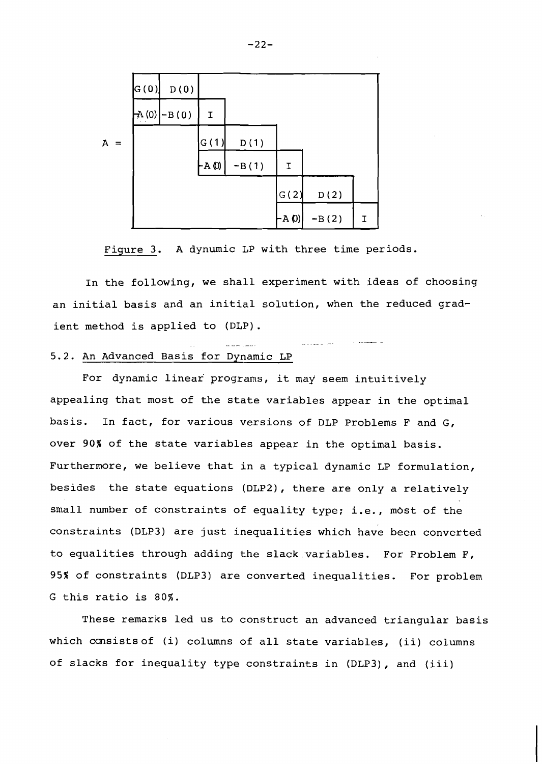$$
A = \begin{bmatrix}
G(0) & D(0) & & & & & \\
-A(0) & -B(0) & I & & & & \\
& & G(1) & D(1) & & & \\
& & -A(0) & -B(1) & I & & \\
& & & & G(2) & D(2) & \\
& & & & -A(0) & -B(2) & I
\end{bmatrix}
$$

Figure 3. A dynumic LP with three time periods.

In the following, we shall experiment with ideas of choosing an initial basis and an initial solution, when the reduced gradient method is applied to (DLP).

## 5.2. An Advanced Basis for Dynamic LP

For dynamic linear programs, it may seem intuitively appealing that most of the state variables appear in the optimal basis. In fact, for various versions of DLP Problems F and G, over 90% of the state variables appear in the optimal basis. Furthermore, we believe that in a typical dynamic LP formulation, besides the state equations (DLP2), there are only a relatively small number of constraints of equality type; i.e., most of the constraints (DLP3) are just inequalities which have been converted to equalities through adding the slack variables. For Problem F, 95% of constraints (DLP3) are converted inequalities. For problem G this ratio is 80%.

These remarks led us to construct an advanced triangular basis which consists of (i) columns of all state variables, (ii) columns of slacks for inequality type constraints in (DLP3), and (iii)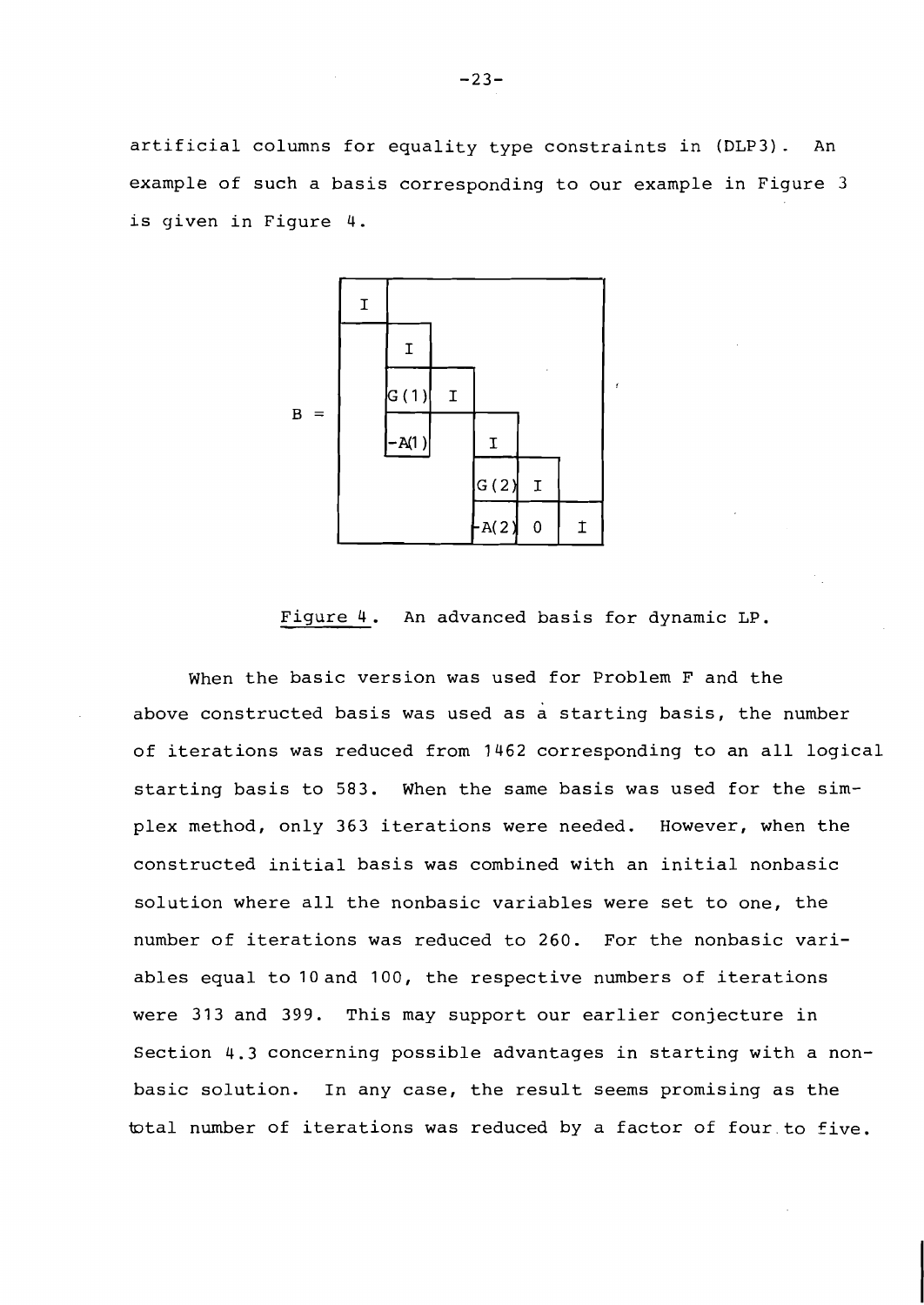artificial columns for equality type constraints in (DLP3). An example of such a basis corresponding to our example in Figure 3 is given in Figure 4.

$$
B = \begin{bmatrix}
I & & & & & \\
 & I & & & & \\
 & G(1) & I & & & \\
 & -A(1) & & I & & \\
 & & & G(2) & I & \\
 & & & -A(2) & 0 & I
\end{bmatrix}
$$

Figure 4. An advanced basis for dynamic LP.

When the basic version was used for Problem F and the above constructed basis was used as a starting basis, the number of iterations was reduced from 1462 corresponding to an all logical starting basis to 583. When the same basis was used for the simplex method, only 363 iterations were needed. However, when the constructed initial basis was combined with an initial nonbasic solution where all the nonbasic variables were set to one, the number of iterations was reduced to 260. For the nonbasic variables equal to 10 and 100, the respective numbers of iterations were 313 and 399. This may support our earlier conjecture in Section 4.3 concerning possible advantages in starting with a nonbasic solution. In any case, the result seems promising as the total number of iterations was reduced by a factor of four to five.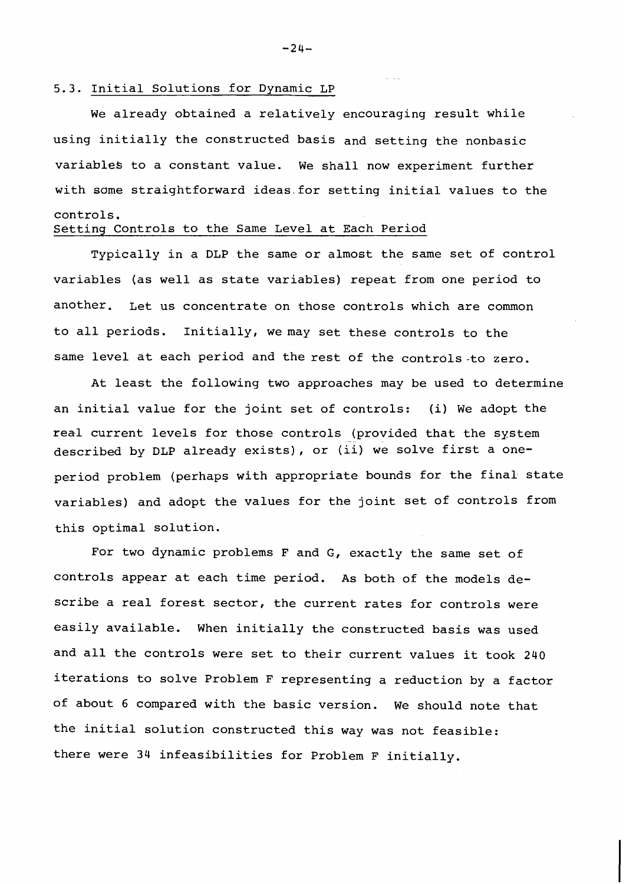## 5.3. Initial Solutions for Dynamic LP

We already obtained a relatively encouraging result while using initially the constructed basis and setting the nonbasic variables to a constant value. We shall now experiment further with some straightforward ideas for setting initial values to the controls.

### Setting Controls to the Same Level at Each Period

Typically in a DLP the same or almost the same set of control variables (as well as state variables) repeat from one period to another. Let us concentrate on those controls which are common to all periods. Initially, we may set these controls to the same level at each period and the rest of the controls to zero.

At least the following two approaches may be used to determine an initial value for the joint set of controls: (i) We adopt the real current levels for those controls (provided that the system described by DLP already exists), or (ii) we solve first a one-period problem (perhaps with appropriate bounds for the final state variables) and adopt the values for the joint set of controls from this optimal solution.

For two dynamic problems F and G, exactly the same set of controls appear at each time period. As both of the models describe a real forest sector, the current rates for controls were easily available. When initially the constructed basis was used and all the controls were set to their current values it took 240 iterations to solve Problem F representing a reduction by a factor of about 6 compared with the basic version. We should note that the initial solution constructed this way was not feasible: there were 34 infeasibilities for Problem F initially.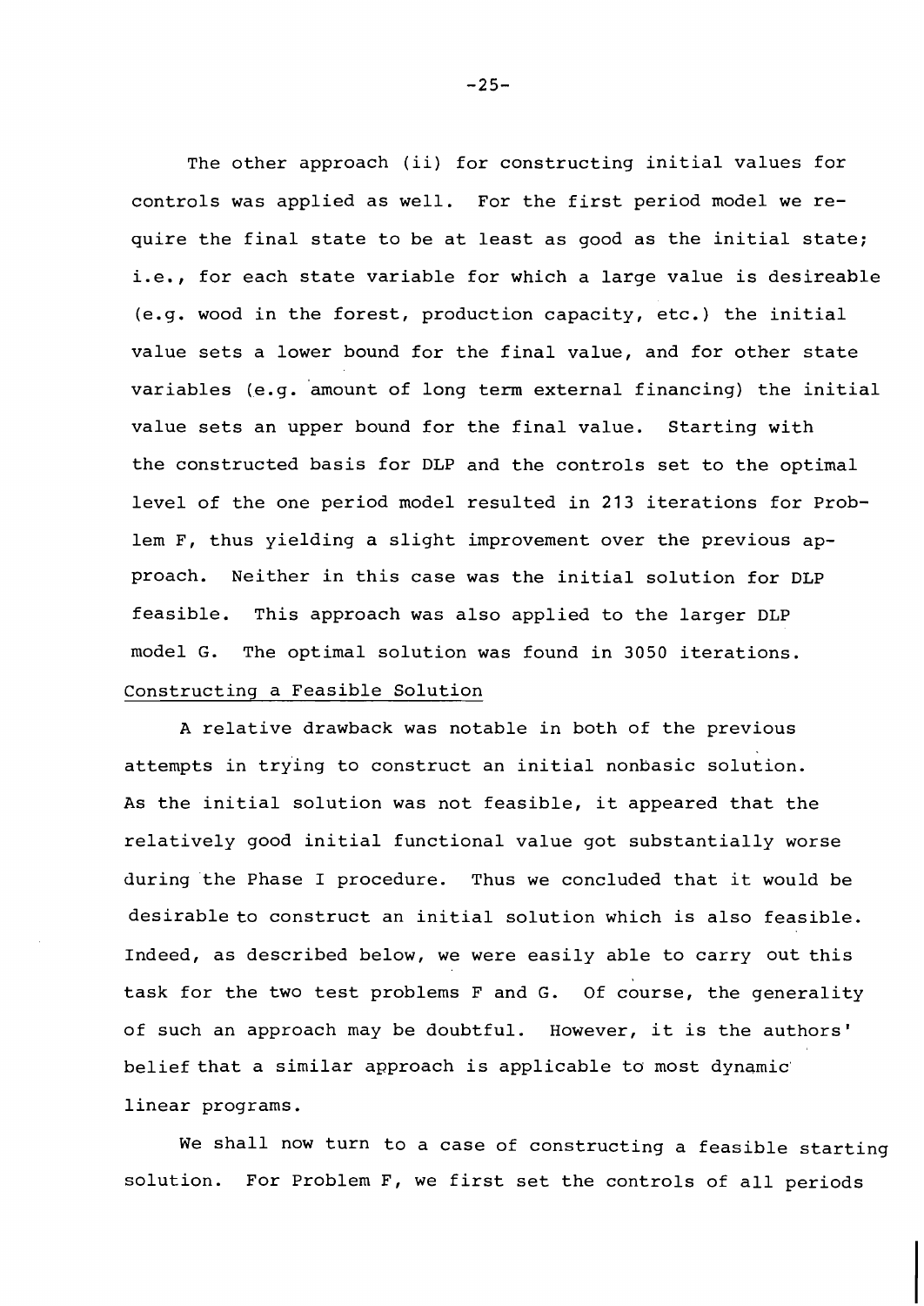The other approach (ii) for constructing initial values for controls was applied as well. For the first period model we require the final state to be at least as good as the initial state; i.e., for each state variable for which a large value is desireable (e.g. wood in the forest, production capacity, etc.) the initial value sets a lower bound for the final value, and for other state variables (e.g. amount of long term external financing) the initial value sets an upper bound for the final value. Starting with the constructed basis for DLP and the controls set to the optimal level of the one period model resulted in 213 iterations for Problem F, thus yielding a slight improvement over the previous approach. Neither in this case was the initial solution for DLP feasible. This approach was also applied to the larger DLP model G. The optimal solution was found in 3050 iterations.

## Constructing a Feasible Solution

A relative drawback was notable in both of the previous attempts in trying to construct an initial nonbasic solution. As the initial solution was not feasible, it appeared that the relatively good initial functional value got substantially worse during the Phase I procedure. Thus we concluded that it would be desirable to construct an initial solution which is also feasible. Indeed, as described below, we were easily able to carry out this task for the two test problems F and G. Of course, the generality of such an approach may be doubtful. However, it is the authors' belief that a similar approach is applicable to most dynamic linear programs.

We shall now turn to a case of constructing a feasible starting solution. For Problem F, we first set the controls of all periods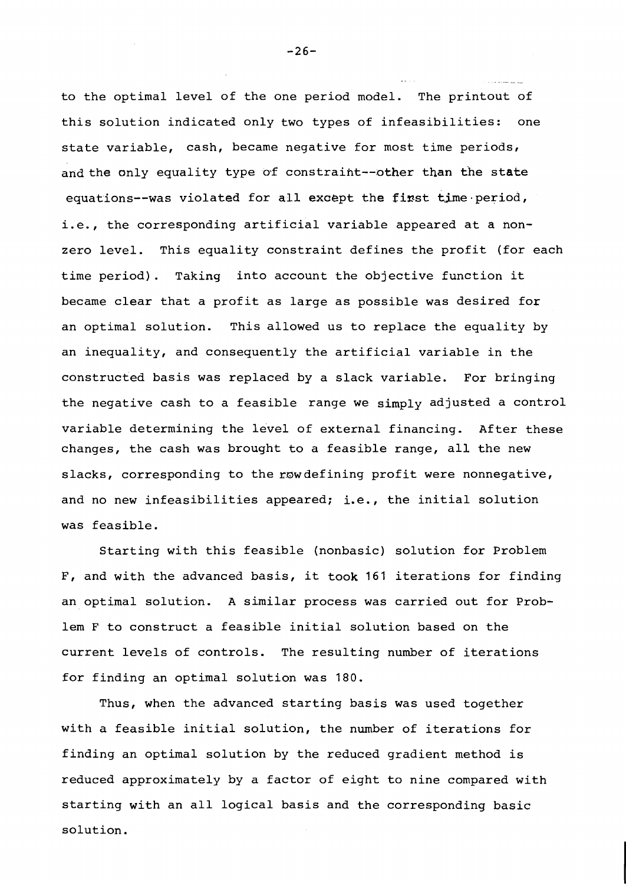to the optimal level of the one period model. The printout of this solution indicated only two types of infeasibilities: one state variable, cash, became negative for most time periods, and the only equality type of constraint--other than the state equations--was violated for all except the first time period, i.e., the corresponding artificial variable appeared at a nonzero level. This equality constraint defines the profit (for each time period). Taking into account the objective function it became clear that a profit as large as possible was desired for an optimal solution. This allowed us to replace the equality by an inequality, and consequently the artificial variable in the constructed basis was replaced by a slack variable. For bringing the negative cash to a feasible range we simply adjusted a control variable determining the level of external financing. After these changes, the cash was brought to a feasible range, all the new slacks, corresponding to the row defining profit were nonnegative, and no new infeasibilities appeared; i.e., the initial solution was feasible.

Starting with this feasible (nonbasic) solution for Problem F, and with the advanced basis, it took 161 iterations for finding an optimal solution. A similar process was carried out for Problem F to construct a feasible initial solution based on the current levels of controls. The resulting number of iterations for finding an optimal solution was 180.

Thus, when the advanced starting basis was used together with a feasible initial solution, the number of iterations for finding an optimal solution by the reduced gradient method is reduced approximately by a factor of eight to nine compared with starting with an all logical basis and the corresponding basic solution.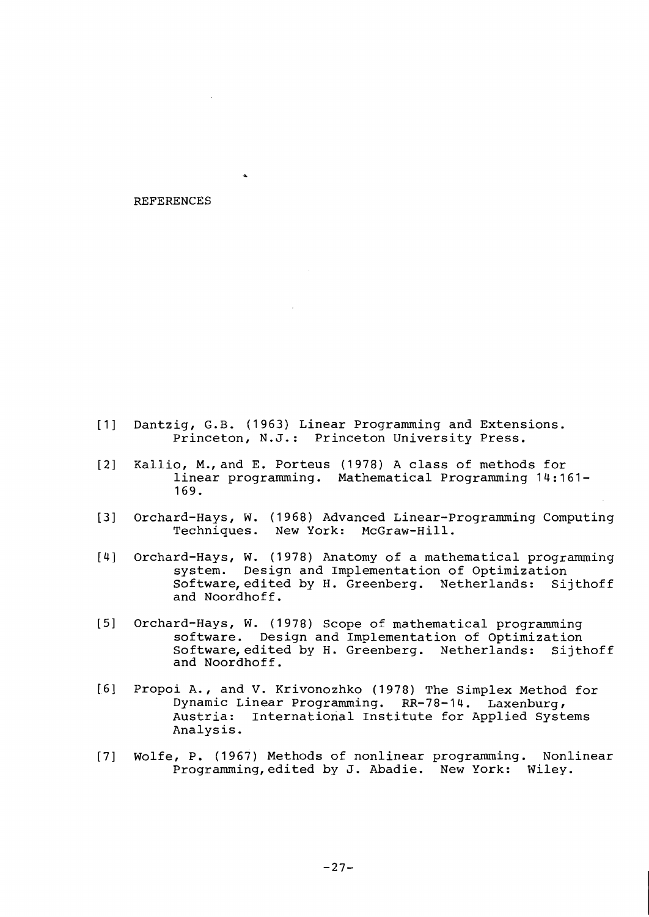# REFERENCES

[1] Dantzig, G.B. (1963) Linear Programming and Extensions. Princeton, N.J.: Princeton University Press.

[2] Kallio, M., and E. Porteus (1978) A class of methods for linear programming. Mathematical Programming 14:161-169.

[3] Orchard-Hays, W. (1968) Advanced Linear-Programming Computing Techniques. New York: McGraw-Hill.

[4] Orchard-Hays, W. (1978) Anatomy of a mathematical programming system. Design and Implementation of Optimization Software, edited by H. Greenberg. Netherlands: Sijthoff and Noordhoff.

[5] Orchard-Hays, W. (1978) Scope of mathematical programming software. Design and Implementation of Optimization Software, edited by H. Greenberg. Netherlands: Sijthoff and Noordhoff.

[6] Propoi A., and V. Krivonozhko (1978) The Simplex Method for Dynamic Linear Programming. RR-78-14. Laxenburg, Austria: International Institute for Applied Systems Analysis.

[7] Wolfe, P. (1967) Methods of nonlinear programming. Nonlinear Programming, edited by J. Abadie. New York: Wiley.